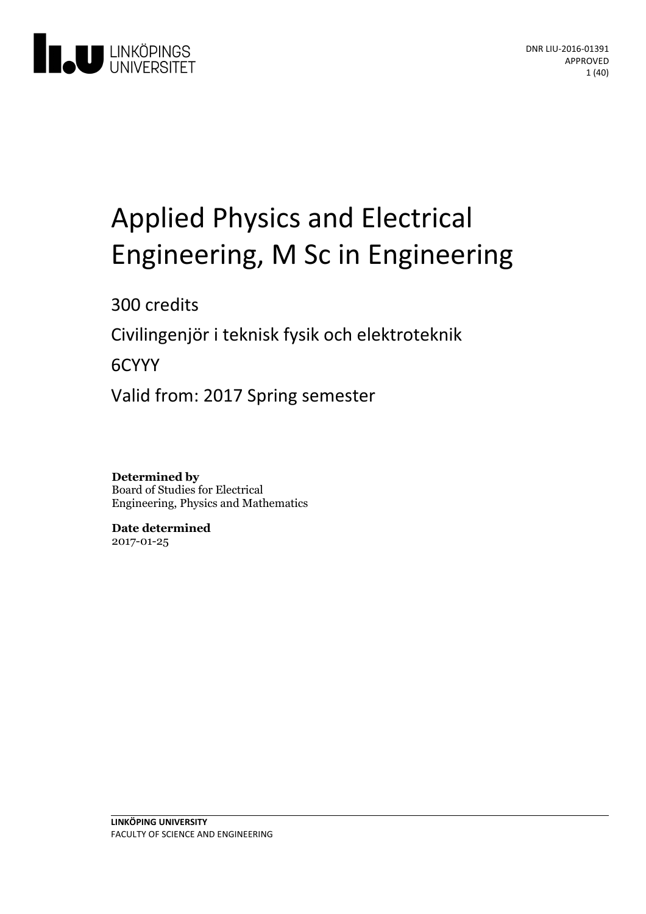DNR LIU-2016-01391
APPROVED

# Applied Physics and Electrical Engineering, M Sc in Engineering

300 credits

Civilingenjör i teknisk fysik och elektroteknik

6CYYY

Valid from: 2017 Spring semester

**Determined by**
Board of Studies for Electrical Engineering, Physics and Mathematics

**Date determined**
2017-01-25

**LINKÖPING UNIVERSITY**
FACULTY OF SCIENCE AND ENGINEERING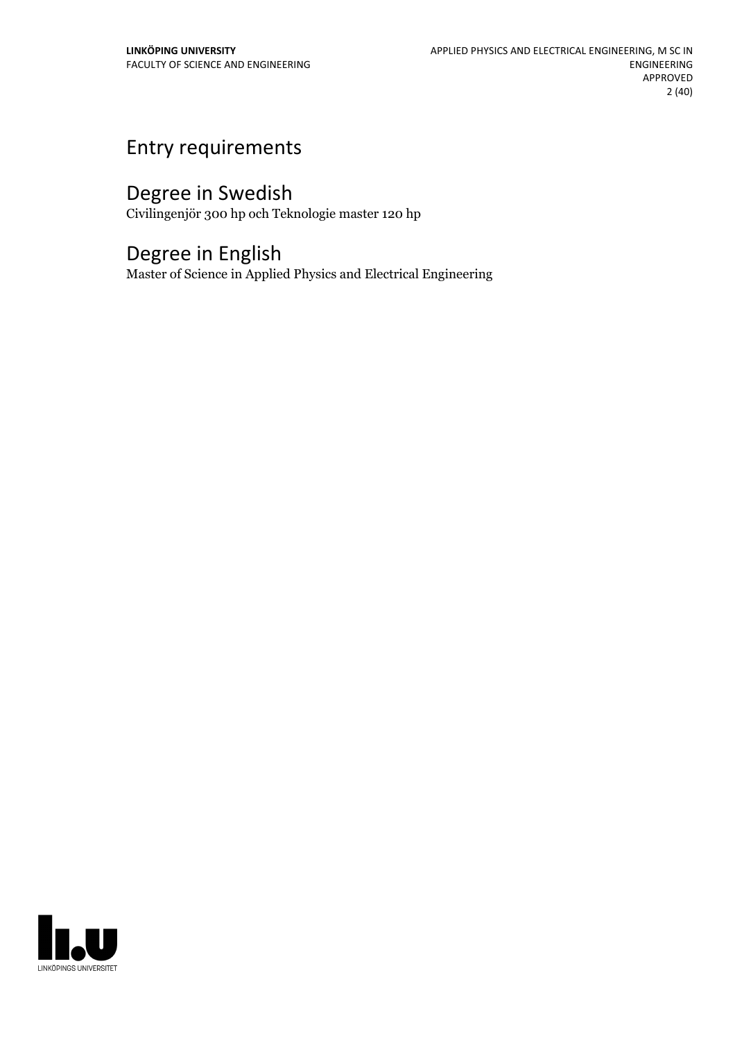# Entry requirements

# Degree in Swedish

Civilingenjör 300 hp och Teknologie master 120 hp

# Degree in English

Master of Science in Applied Physics and Electrical Engineering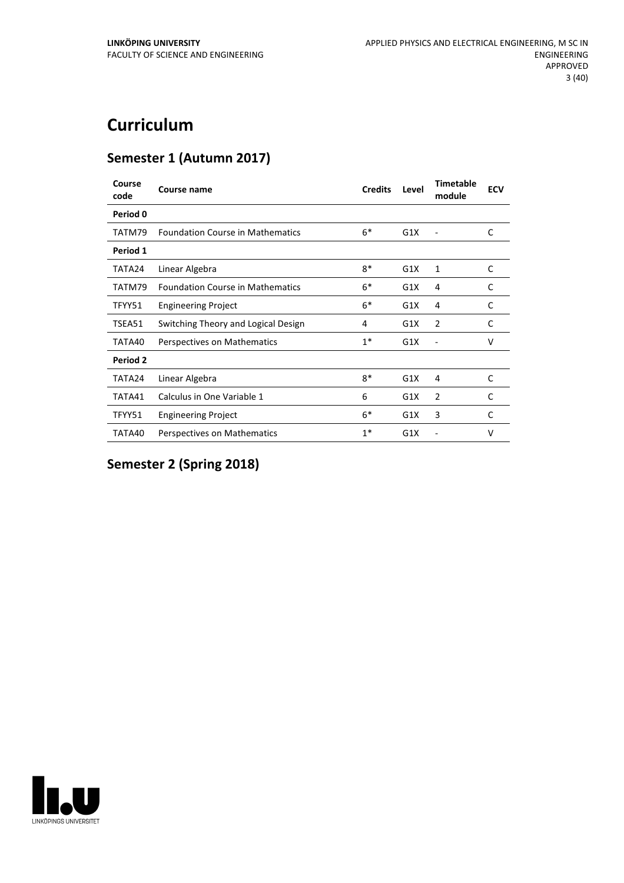# Curriculum

## Semester 1 (Autumn 2017)

| Course code | Course name | Credits | Level | Timetable module | ECV |
|---|---|---|---|---|---|
| **Period 0** | | | | | |
| TATM79 | Foundation Course in Mathematics | 6* | G1X | - | C |
| **Period 1** | | | | | |
| TATA24 | Linear Algebra | 8* | G1X | 1 | C |
| TATM79 | Foundation Course in Mathematics | 6* | G1X | 4 | C |
| TFYY51 | Engineering Project | 6* | G1X | 4 | C |
| TSEA51 | Switching Theory and Logical Design | 4 | G1X | 2 | C |
| TATA40 | Perspectives on Mathematics | 1* | G1X | - | V |
| **Period 2** | | | | | |
| TATA24 | Linear Algebra | 8* | G1X | 4 | C |
| TATA41 | Calculus in One Variable 1 | 6 | G1X | 2 | C |
| TFYY51 | Engineering Project | 6* | G1X | 3 | C |
| TATA40 | Perspectives on Mathematics | 1* | G1X | - | V |

## Semester 2 (Spring 2018)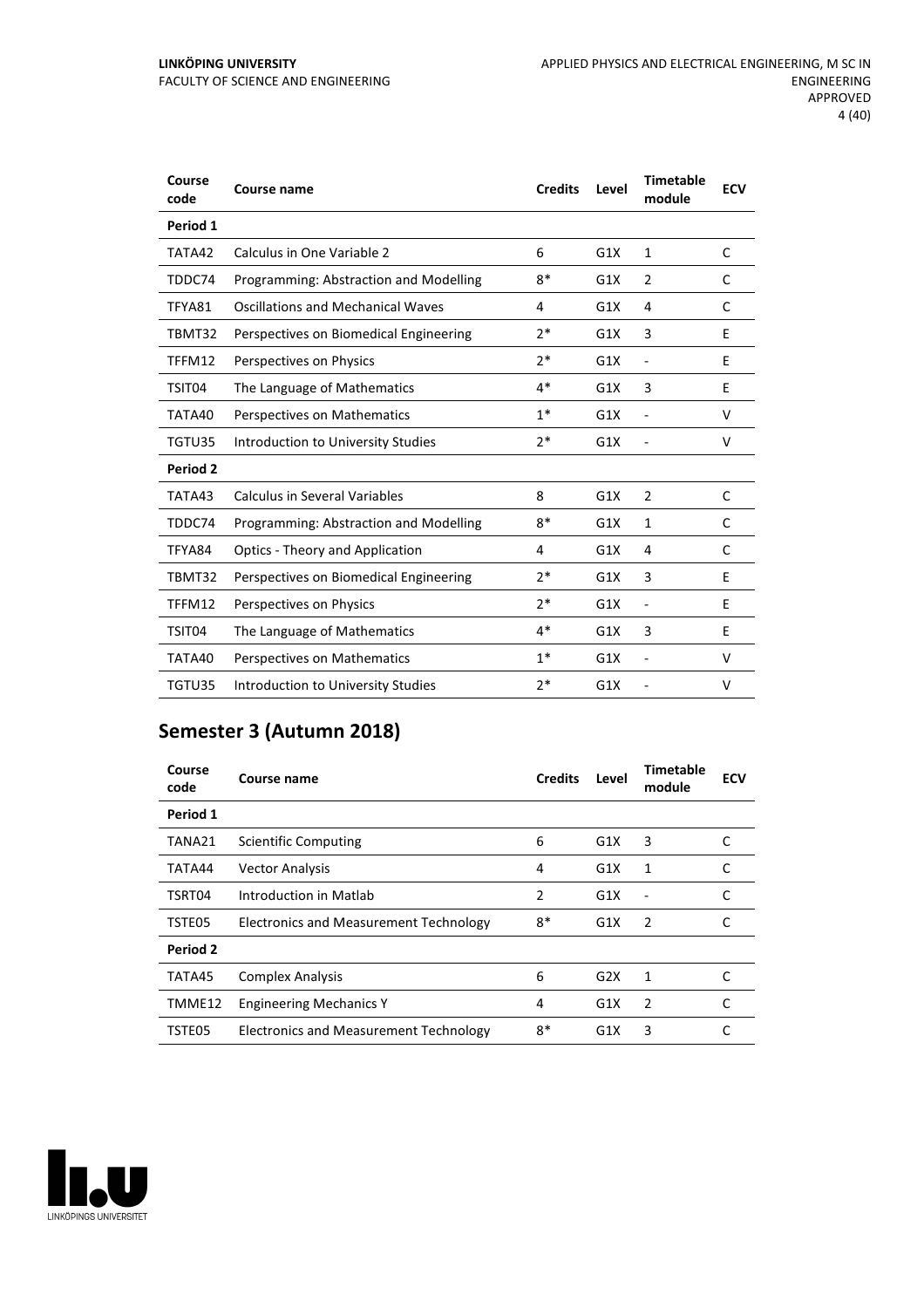| Course code | Course name | Credits | Level | Timetable module | ECV |
|---|---|---|---|---|---|
| **Period 1** | | | | | |
| TATA42 | Calculus in One Variable 2 | 6 | G1X | 1 | C |
| TDDC74 | Programming: Abstraction and Modelling | 8* | G1X | 2 | C |
| TFYA81 | Oscillations and Mechanical Waves | 4 | G1X | 4 | C |
| TBMT32 | Perspectives on Biomedical Engineering | 2* | G1X | 3 | E |
| TFFM12 | Perspectives on Physics | 2* | G1X | - | E |
| TSIT04 | The Language of Mathematics | 4* | G1X | 3 | E |
| TATA40 | Perspectives on Mathematics | 1* | G1X | - | V |
| TGTU35 | Introduction to University Studies | 2* | G1X | - | V |
| **Period 2** | | | | | |
| TATA43 | Calculus in Several Variables | 8 | G1X | 2 | C |
| TDDC74 | Programming: Abstraction and Modelling | 8* | G1X | 1 | C |
| TFYA84 | Optics - Theory and Application | 4 | G1X | 4 | C |
| TBMT32 | Perspectives on Biomedical Engineering | 2* | G1X | 3 | E |
| TFFM12 | Perspectives on Physics | 2* | G1X | - | E |
| TSIT04 | The Language of Mathematics | 4* | G1X | 3 | E |
| TATA40 | Perspectives on Mathematics | 1* | G1X | - | V |
| TGTU35 | Introduction to University Studies | 2* | G1X | - | V |

## Semester 3 (Autumn 2018)

| Course code | Course name | Credits | Level | Timetable module | ECV |
|---|---|---|---|---|---|
| **Period 1** | | | | | |
| TANA21 | Scientific Computing | 6 | G1X | 3 | C |
| TATA44 | Vector Analysis | 4 | G1X | 1 | C |
| TSRT04 | Introduction in Matlab | 2 | G1X | - | C |
| TSTE05 | Electronics and Measurement Technology | 8* | G1X | 2 | C |
| **Period 2** | | | | | |
| TATA45 | Complex Analysis | 6 | G2X | 1 | C |
| TMME12 | Engineering Mechanics Y | 4 | G1X | 2 | C |
| TSTE05 | Electronics and Measurement Technology | 8* | G1X | 3 | C |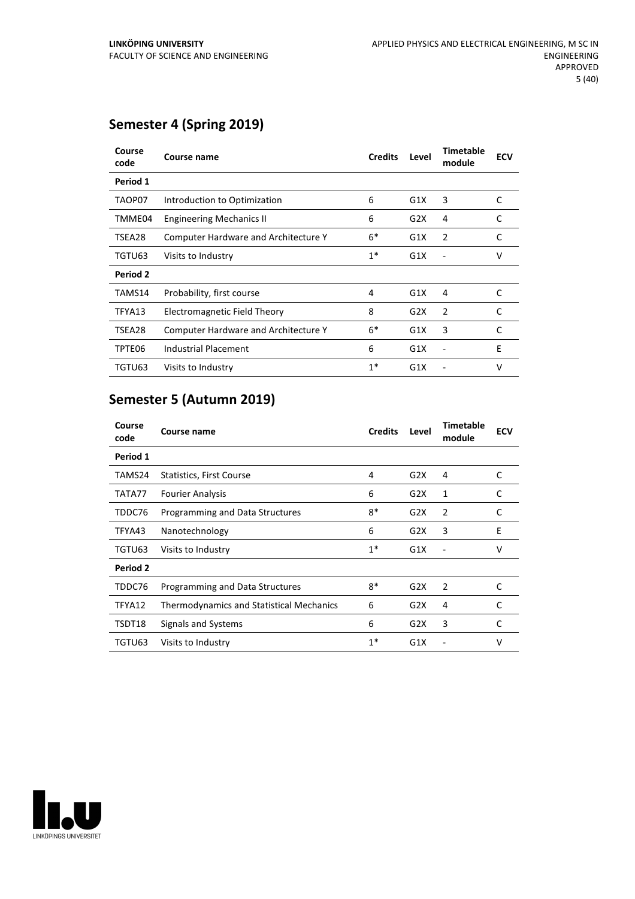## Semester 4 (Spring 2019)

| Course code | Course name | Credits | Level | Timetable module | ECV |
|---|---|---|---|---|---|
| **Period 1** | | | | | |
| TAOP07 | Introduction to Optimization | 6 | G1X | 3 | C |
| TMME04 | Engineering Mechanics II | 6 | G2X | 4 | C |
| TSEA28 | Computer Hardware and Architecture Y | 6* | G1X | 2 | C |
| TGTU63 | Visits to Industry | 1* | G1X | - | V |
| **Period 2** | | | | | |
| TAMS14 | Probability, first course | 4 | G1X | 4 | C |
| TFYA13 | Electromagnetic Field Theory | 8 | G2X | 2 | C |
| TSEA28 | Computer Hardware and Architecture Y | 6* | G1X | 3 | C |
| TPTE06 | Industrial Placement | 6 | G1X | - | E |
| TGTU63 | Visits to Industry | 1* | G1X | - | V |

## Semester 5 (Autumn 2019)

| Course code | Course name | Credits | Level | Timetable module | ECV |
|---|---|---|---|---|---|
| **Period 1** | | | | | |
| TAMS24 | Statistics, First Course | 4 | G2X | 4 | C |
| TATA77 | Fourier Analysis | 6 | G2X | 1 | C |
| TDDC76 | Programming and Data Structures | 8* | G2X | 2 | C |
| TFYA43 | Nanotechnology | 6 | G2X | 3 | E |
| TGTU63 | Visits to Industry | 1* | G1X | - | V |
| **Period 2** | | | | | |
| TDDC76 | Programming and Data Structures | 8* | G2X | 2 | C |
| TFYA12 | Thermodynamics and Statistical Mechanics | 6 | G2X | 4 | C |
| TSDT18 | Signals and Systems | 6 | G2X | 3 | C |
| TGTU63 | Visits to Industry | 1* | G1X | - | V |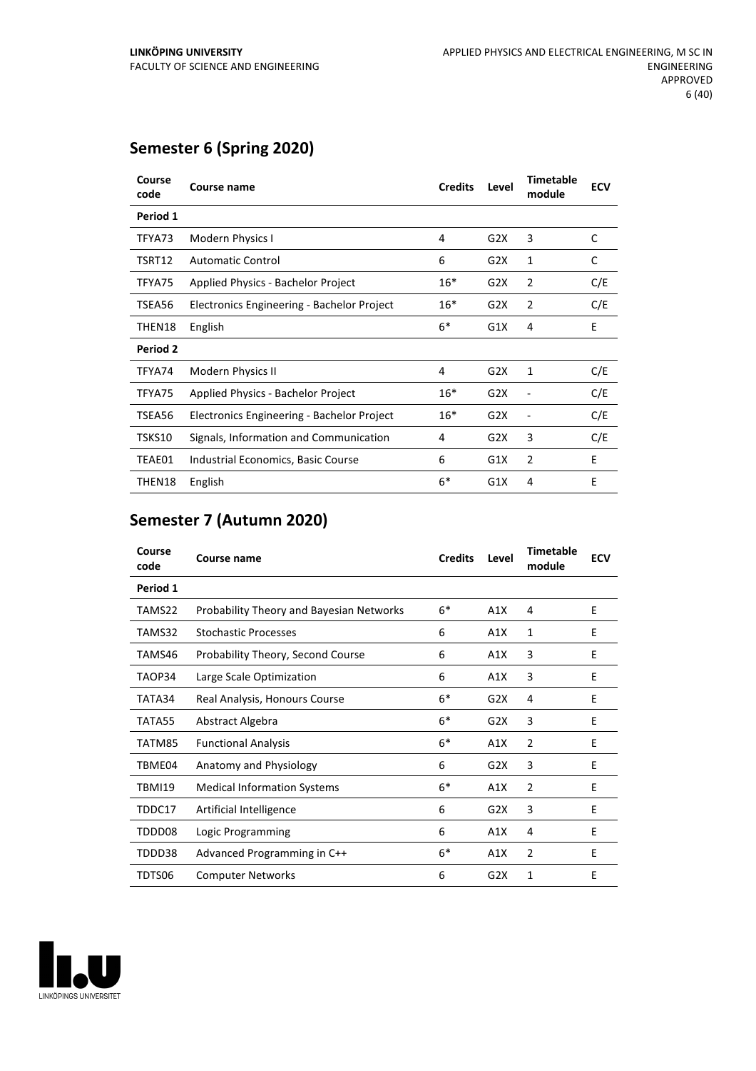## Semester 6 (Spring 2020)

| Course code | Course name | Credits | Level | Timetable module | ECV |
|---|---|---|---|---|---|
| **Period 1** | | | | | |
| TFYA73 | Modern Physics I | 4 | G2X | 3 | C |
| TSRT12 | Automatic Control | 6 | G2X | 1 | C |
| TFYA75 | Applied Physics - Bachelor Project | 16* | G2X | 2 | C/E |
| TSEA56 | Electronics Engineering - Bachelor Project | 16* | G2X | 2 | C/E |
| THEN18 | English | 6* | G1X | 4 | E |
| **Period 2** | | | | | |
| TFYA74 | Modern Physics II | 4 | G2X | 1 | C/E |
| TFYA75 | Applied Physics - Bachelor Project | 16* | G2X | - | C/E |
| TSEA56 | Electronics Engineering - Bachelor Project | 16* | G2X | - | C/E |
| TSKS10 | Signals, Information and Communication | 4 | G2X | 3 | C/E |
| TEAE01 | Industrial Economics, Basic Course | 6 | G1X | 2 | E |
| THEN18 | English | 6* | G1X | 4 | E |

## Semester 7 (Autumn 2020)

| Course code | Course name | Credits | Level | Timetable module | ECV |
|---|---|---|---|---|---|
| **Period 1** | | | | | |
| TAMS22 | Probability Theory and Bayesian Networks | 6* | A1X | 4 | E |
| TAMS32 | Stochastic Processes | 6 | A1X | 1 | E |
| TAMS46 | Probability Theory, Second Course | 6 | A1X | 3 | E |
| TAOP34 | Large Scale Optimization | 6 | A1X | 3 | E |
| TATA34 | Real Analysis, Honours Course | 6* | G2X | 4 | E |
| TATA55 | Abstract Algebra | 6* | G2X | 3 | E |
| TATM85 | Functional Analysis | 6* | A1X | 2 | E |
| TBME04 | Anatomy and Physiology | 6 | G2X | 3 | E |
| TBMI19 | Medical Information Systems | 6* | A1X | 2 | E |
| TDDC17 | Artificial Intelligence | 6 | G2X | 3 | E |
| TDDD08 | Logic Programming | 6 | A1X | 4 | E |
| TDDD38 | Advanced Programming in C++ | 6* | A1X | 2 | E |
| TDTS06 | Computer Networks | 6 | G2X | 1 | E |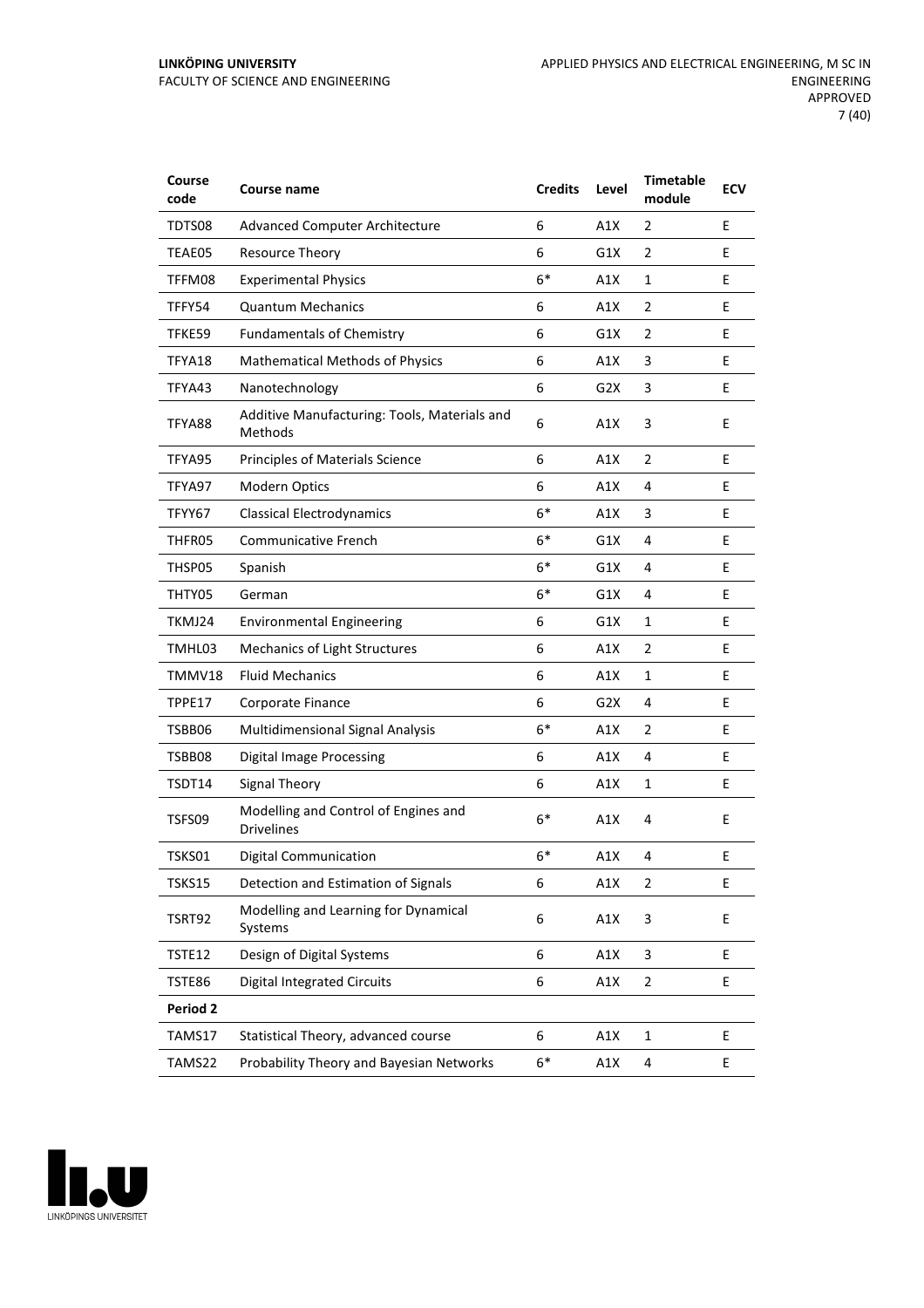| Course code | Course name | Credits | Level | Timetable module | ECV |
|---|---|---|---|---|---|
| TDTS08 | Advanced Computer Architecture | 6 | A1X | 2 | E |
| TEAE05 | Resource Theory | 6 | G1X | 2 | E |
| TFFM08 | Experimental Physics | 6* | A1X | 1 | E |
| TFFY54 | Quantum Mechanics | 6 | A1X | 2 | E |
| TFKE59 | Fundamentals of Chemistry | 6 | G1X | 2 | E |
| TFYA18 | Mathematical Methods of Physics | 6 | A1X | 3 | E |
| TFYA43 | Nanotechnology | 6 | G2X | 3 | E |
| TFYA88 | Additive Manufacturing: Tools, Materials and Methods | 6 | A1X | 3 | E |
| TFYA95 | Principles of Materials Science | 6 | A1X | 2 | E |
| TFYA97 | Modern Optics | 6 | A1X | 4 | E |
| TFYY67 | Classical Electrodynamics | 6* | A1X | 3 | E |
| THFR05 | Communicative French | 6* | G1X | 4 | E |
| THSP05 | Spanish | 6* | G1X | 4 | E |
| THTY05 | German | 6* | G1X | 4 | E |
| TKMJ24 | Environmental Engineering | 6 | G1X | 1 | E |
| TMHL03 | Mechanics of Light Structures | 6 | A1X | 2 | E |
| TMMV18 | Fluid Mechanics | 6 | A1X | 1 | E |
| TPPE17 | Corporate Finance | 6 | G2X | 4 | E |
| TSBB06 | Multidimensional Signal Analysis | 6* | A1X | 2 | E |
| TSBB08 | Digital Image Processing | 6 | A1X | 4 | E |
| TSDT14 | Signal Theory | 6 | A1X | 1 | E |
| TSFS09 | Modelling and Control of Engines and Drivelines | 6* | A1X | 4 | E |
| TSKS01 | Digital Communication | 6* | A1X | 4 | E |
| TSKS15 | Detection and Estimation of Signals | 6 | A1X | 2 | E |
| TSRT92 | Modelling and Learning for Dynamical Systems | 6 | A1X | 3 | E |
| TSTE12 | Design of Digital Systems | 6 | A1X | 3 | E |
| TSTE86 | Digital Integrated Circuits | 6 | A1X | 2 | E |
| **Period 2** | | | | | |
| TAMS17 | Statistical Theory, advanced course | 6 | A1X | 1 | E |
| TAMS22 | Probability Theory and Bayesian Networks | 6* | A1X | 4 | E |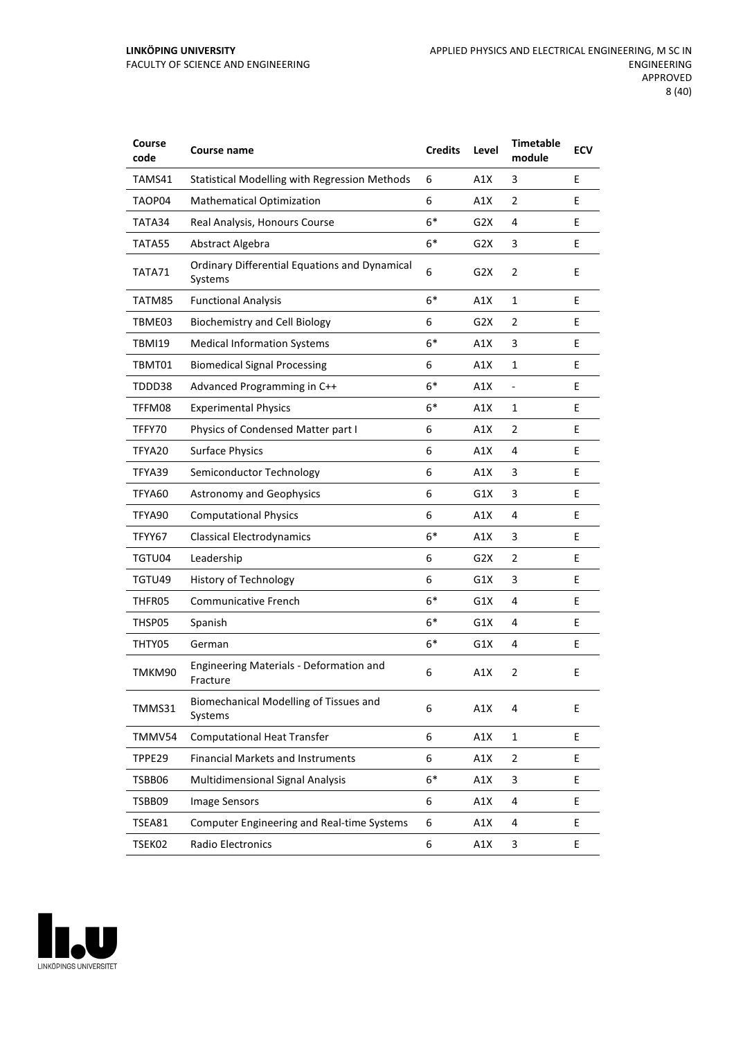| Course code | Course name | Credits | Level | Timetable module | ECV |
|---|---|---|---|---|---|
| TAMS41 | Statistical Modelling with Regression Methods | 6 | A1X | 3 | E |
| TAOP04 | Mathematical Optimization | 6 | A1X | 2 | E |
| TATA34 | Real Analysis, Honours Course | 6* | G2X | 4 | E |
| TATA55 | Abstract Algebra | 6* | G2X | 3 | E |
| TATA71 | Ordinary Differential Equations and Dynamical Systems | 6 | G2X | 2 | E |
| TATM85 | Functional Analysis | 6* | A1X | 1 | E |
| TBME03 | Biochemistry and Cell Biology | 6 | G2X | 2 | E |
| TBMI19 | Medical Information Systems | 6* | A1X | 3 | E |
| TBMT01 | Biomedical Signal Processing | 6 | A1X | 1 | E |
| TDDD38 | Advanced Programming in C++ | 6* | A1X | - | E |
| TFFM08 | Experimental Physics | 6* | A1X | 1 | E |
| TFFY70 | Physics of Condensed Matter part I | 6 | A1X | 2 | E |
| TFYA20 | Surface Physics | 6 | A1X | 4 | E |
| TFYA39 | Semiconductor Technology | 6 | A1X | 3 | E |
| TFYA60 | Astronomy and Geophysics | 6 | G1X | 3 | E |
| TFYA90 | Computational Physics | 6 | A1X | 4 | E |
| TFYY67 | Classical Electrodynamics | 6* | A1X | 3 | E |
| TGTU04 | Leadership | 6 | G2X | 2 | E |
| TGTU49 | History of Technology | 6 | G1X | 3 | E |
| THFR05 | Communicative French | 6* | G1X | 4 | E |
| THSP05 | Spanish | 6* | G1X | 4 | E |
| THTY05 | German | 6* | G1X | 4 | E |
| TMKM90 | Engineering Materials - Deformation and Fracture | 6 | A1X | 2 | E |
| TMMS31 | Biomechanical Modelling of Tissues and Systems | 6 | A1X | 4 | E |
| TMMV54 | Computational Heat Transfer | 6 | A1X | 1 | E |
| TPPE29 | Financial Markets and Instruments | 6 | A1X | 2 | E |
| TSBB06 | Multidimensional Signal Analysis | 6* | A1X | 3 | E |
| TSBB09 | Image Sensors | 6 | A1X | 4 | E |
| TSEA81 | Computer Engineering and Real-time Systems | 6 | A1X | 4 | E |
| TSEK02 | Radio Electronics | 6 | A1X | 3 | E |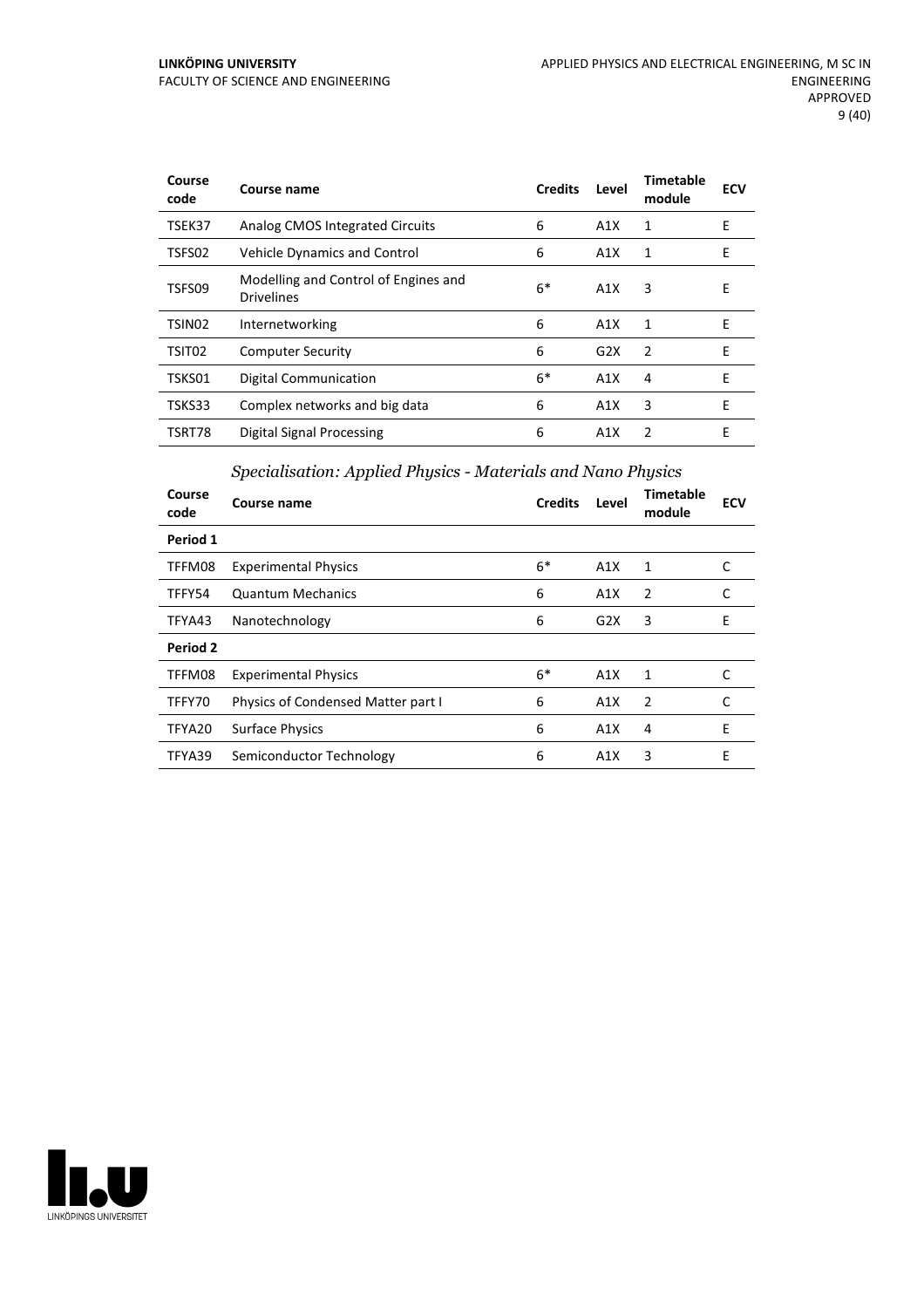| Course code | Course name | Credits | Level | Timetable module | ECV |
|---|---|---|---|---|---|
| TSEK37 | Analog CMOS Integrated Circuits | 6 | A1X | 1 | E |
| TSFS02 | Vehicle Dynamics and Control | 6 | A1X | 1 | E |
| TSFS09 | Modelling and Control of Engines and Drivelines | 6* | A1X | 3 | E |
| TSIN02 | Internetworking | 6 | A1X | 1 | E |
| TSIT02 | Computer Security | 6 | G2X | 2 | E |
| TSKS01 | Digital Communication | 6* | A1X | 4 | E |
| TSKS33 | Complex networks and big data | 6 | A1X | 3 | E |
| TSRT78 | Digital Signal Processing | 6 | A1X | 2 | E |

### *Specialisation: Applied Physics - Materials and Nano Physics*

| Course code | Course name | Credits | Level | Timetable module | ECV |
|---|---|---|---|---|---|
| **Period 1** | | | | | |
| TFFM08 | Experimental Physics | 6* | A1X | 1 | C |
| TFFY54 | Quantum Mechanics | 6 | A1X | 2 | C |
| TFYA43 | Nanotechnology | 6 | G2X | 3 | E |
| **Period 2** | | | | | |
| TFFM08 | Experimental Physics | 6* | A1X | 1 | C |
| TFFY70 | Physics of Condensed Matter part I | 6 | A1X | 2 | C |
| TFYA20 | Surface Physics | 6 | A1X | 4 | E |
| TFYA39 | Semiconductor Technology | 6 | A1X | 3 | E |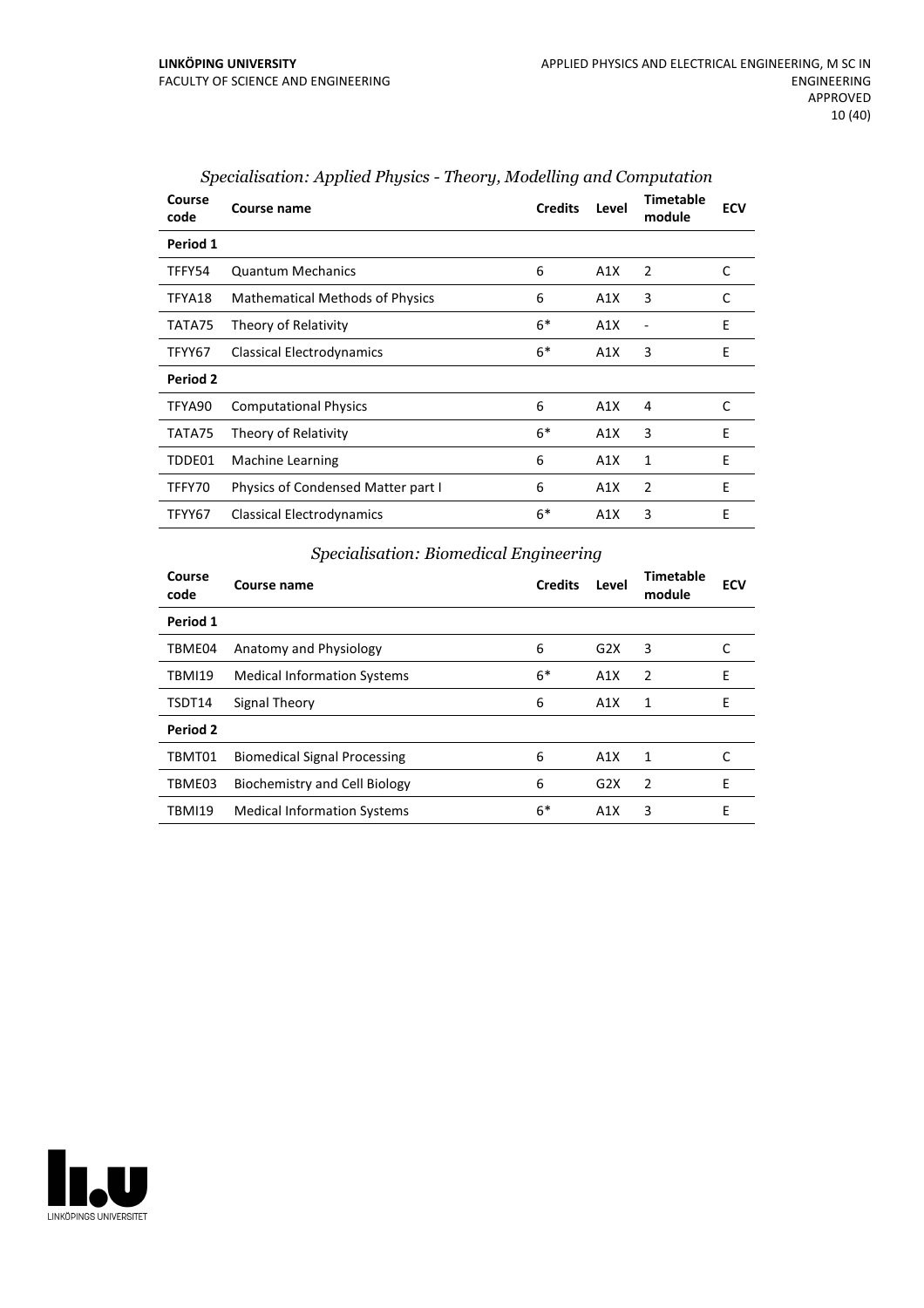### *Specialisation: Applied Physics - Theory, Modelling and Computation*

| Course code | Course name | Credits | Level | Timetable module | ECV |
|---|---|---|---|---|---|
| **Period 1** | | | | | |
| TFFY54 | Quantum Mechanics | 6 | A1X | 2 | C |
| TFYA18 | Mathematical Methods of Physics | 6 | A1X | 3 | C |
| TATA75 | Theory of Relativity | 6* | A1X | - | E |
| TFYY67 | Classical Electrodynamics | 6* | A1X | 3 | E |
| **Period 2** | | | | | |
| TFYA90 | Computational Physics | 6 | A1X | 4 | C |
| TATA75 | Theory of Relativity | 6* | A1X | 3 | E |
| TDDE01 | Machine Learning | 6 | A1X | 1 | E |
| TFFY70 | Physics of Condensed Matter part I | 6 | A1X | 2 | E |
| TFYY67 | Classical Electrodynamics | 6* | A1X | 3 | E |

### *Specialisation: Biomedical Engineering*

| Course code | Course name | Credits | Level | Timetable module | ECV |
|---|---|---|---|---|---|
| **Period 1** | | | | | |
| TBME04 | Anatomy and Physiology | 6 | G2X | 3 | C |
| TBMI19 | Medical Information Systems | 6* | A1X | 2 | E |
| TSDT14 | Signal Theory | 6 | A1X | 1 | E |
| **Period 2** | | | | | |
| TBMT01 | Biomedical Signal Processing | 6 | A1X | 1 | C |
| TBME03 | Biochemistry and Cell Biology | 6 | G2X | 2 | E |
| TBMI19 | Medical Information Systems | 6* | A1X | 3 | E |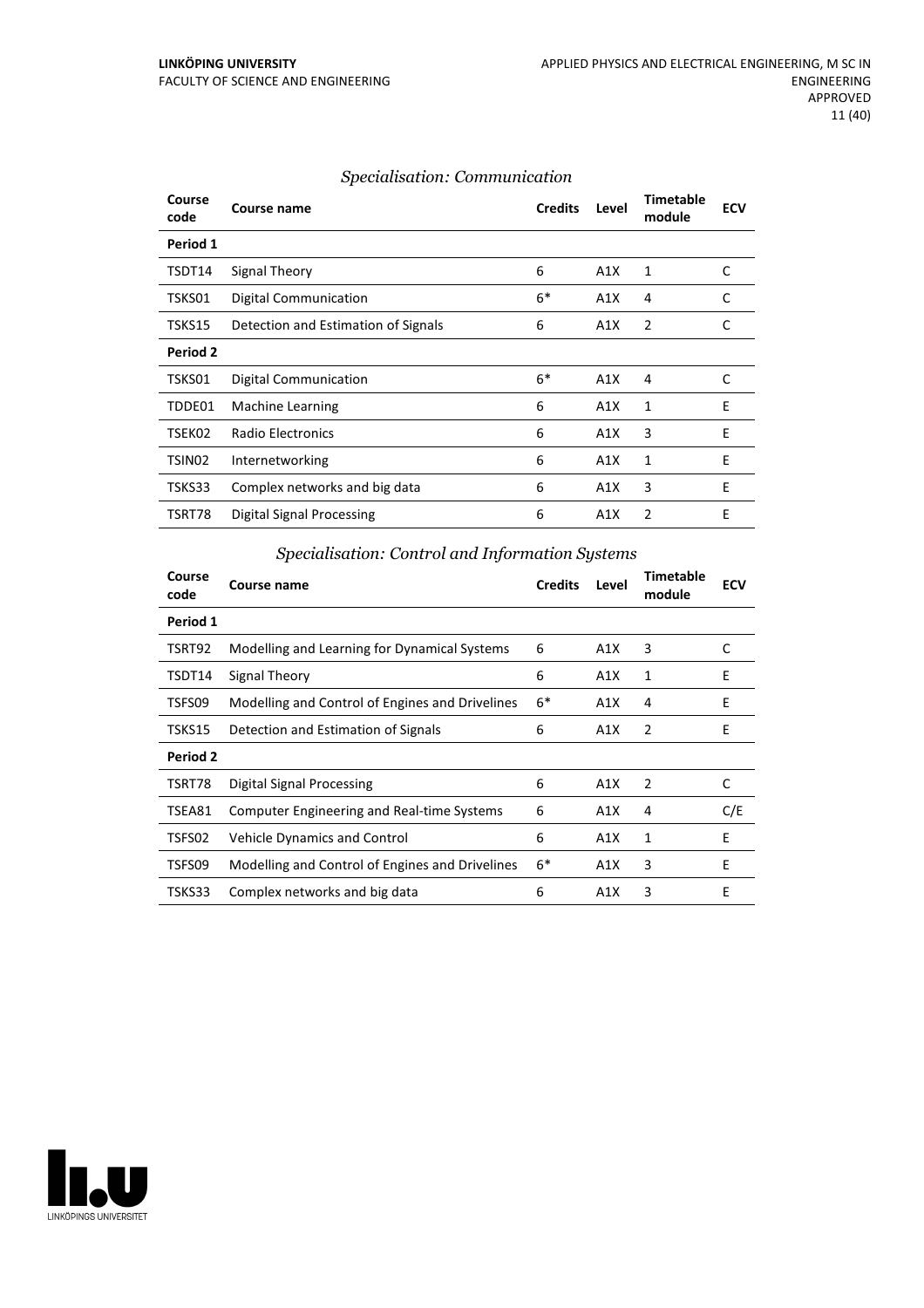*Specialisation: Communication*

| Course code | Course name | Credits | Level | Timetable module | ECV |
|---|---|---|---|---|---|
| **Period 1** | | | | | |
| TSDT14 | Signal Theory | 6 | A1X | 1 | C |
| TSKS01 | Digital Communication | 6* | A1X | 4 | C |
| TSKS15 | Detection and Estimation of Signals | 6 | A1X | 2 | C |
| **Period 2** | | | | | |
| TSKS01 | Digital Communication | 6* | A1X | 4 | C |
| TDDE01 | Machine Learning | 6 | A1X | 1 | E |
| TSEK02 | Radio Electronics | 6 | A1X | 3 | E |
| TSIN02 | Internetworking | 6 | A1X | 1 | E |
| TSKS33 | Complex networks and big data | 6 | A1X | 3 | E |
| TSRT78 | Digital Signal Processing | 6 | A1X | 2 | E |

*Specialisation: Control and Information Systems*

| Course code | Course name | Credits | Level | Timetable module | ECV |
|---|---|---|---|---|---|
| **Period 1** | | | | | |
| TSRT92 | Modelling and Learning for Dynamical Systems | 6 | A1X | 3 | C |
| TSDT14 | Signal Theory | 6 | A1X | 1 | E |
| TSFS09 | Modelling and Control of Engines and Drivelines | 6* | A1X | 4 | E |
| TSKS15 | Detection and Estimation of Signals | 6 | A1X | 2 | E |
| **Period 2** | | | | | |
| TSRT78 | Digital Signal Processing | 6 | A1X | 2 | C |
| TSEA81 | Computer Engineering and Real-time Systems | 6 | A1X | 4 | C/E |
| TSFS02 | Vehicle Dynamics and Control | 6 | A1X | 1 | E |
| TSFS09 | Modelling and Control of Engines and Drivelines | 6* | A1X | 3 | E |
| TSKS33 | Complex networks and big data | 6 | A1X | 3 | E |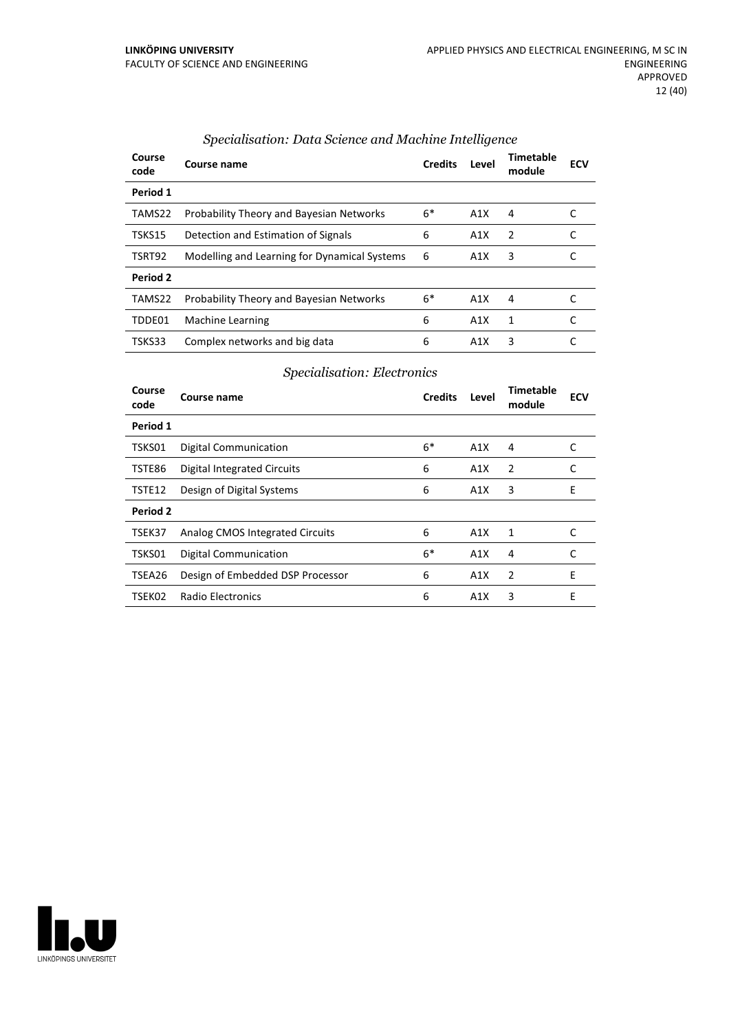### *Specialisation: Data Science and Machine Intelligence*

| Course code | Course name | Credits | Level | Timetable module | ECV |
|---|---|---|---|---|---|
| **Period 1** | | | | | |
| TAMS22 | Probability Theory and Bayesian Networks | 6* | A1X | 4 | C |
| TSKS15 | Detection and Estimation of Signals | 6 | A1X | 2 | C |
| TSRT92 | Modelling and Learning for Dynamical Systems | 6 | A1X | 3 | C |
| **Period 2** | | | | | |
| TAMS22 | Probability Theory and Bayesian Networks | 6* | A1X | 4 | C |
| TDDE01 | Machine Learning | 6 | A1X | 1 | C |
| TSKS33 | Complex networks and big data | 6 | A1X | 3 | C |

### *Specialisation: Electronics*

| Course code | Course name | Credits | Level | Timetable module | ECV |
|---|---|---|---|---|---|
| **Period 1** | | | | | |
| TSKS01 | Digital Communication | 6* | A1X | 4 | C |
| TSTE86 | Digital Integrated Circuits | 6 | A1X | 2 | C |
| TSTE12 | Design of Digital Systems | 6 | A1X | 3 | E |
| **Period 2** | | | | | |
| TSEK37 | Analog CMOS Integrated Circuits | 6 | A1X | 1 | C |
| TSKS01 | Digital Communication | 6* | A1X | 4 | C |
| TSEA26 | Design of Embedded DSP Processor | 6 | A1X | 2 | E |
| TSEK02 | Radio Electronics | 6 | A1X | 3 | E |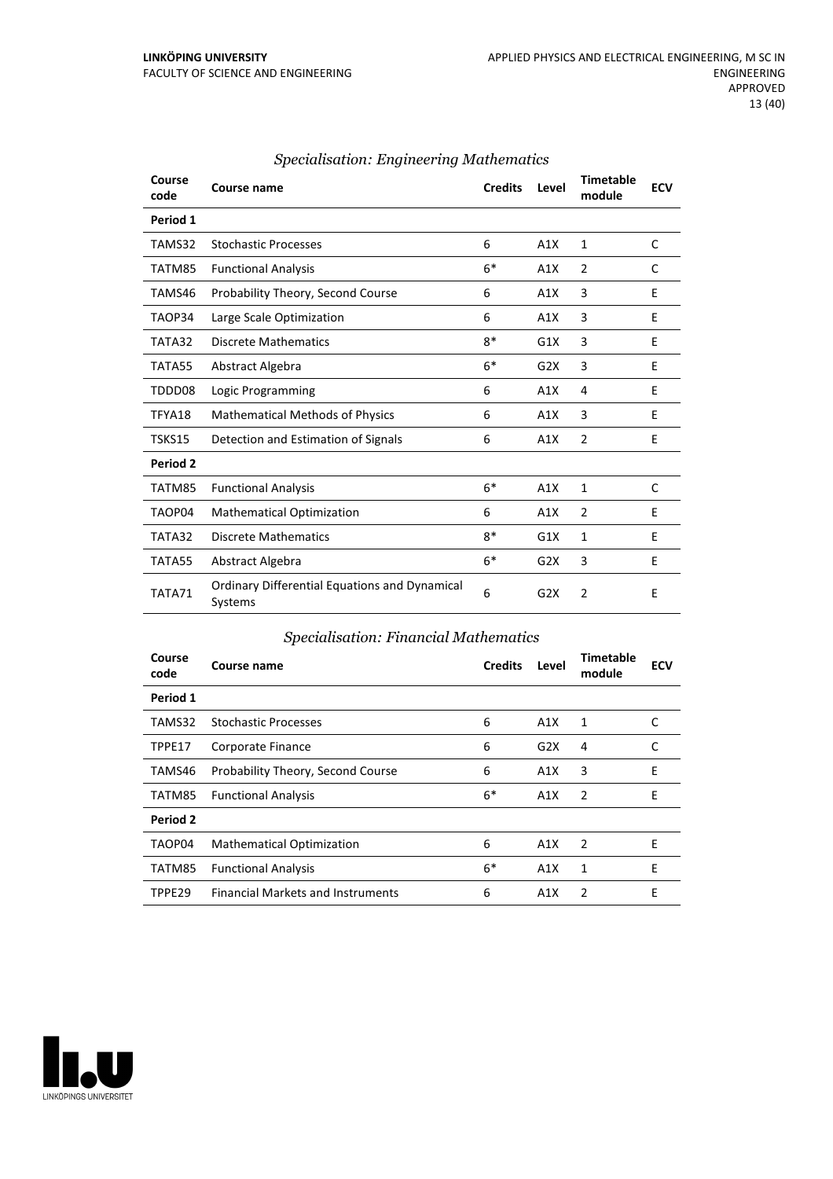### *Specialisation: Engineering Mathematics*

| Course code | Course name | Credits | Level | Timetable module | ECV |
|---|---|---|---|---|---|
| **Period 1** | | | | | |
| TAMS32 | Stochastic Processes | 6 | A1X | 1 | C |
| TATM85 | Functional Analysis | 6* | A1X | 2 | C |
| TAMS46 | Probability Theory, Second Course | 6 | A1X | 3 | E |
| TAOP34 | Large Scale Optimization | 6 | A1X | 3 | E |
| TATA32 | Discrete Mathematics | 8* | G1X | 3 | E |
| TATA55 | Abstract Algebra | 6* | G2X | 3 | E |
| TDDD08 | Logic Programming | 6 | A1X | 4 | E |
| TFYA18 | Mathematical Methods of Physics | 6 | A1X | 3 | E |
| TSKS15 | Detection and Estimation of Signals | 6 | A1X | 2 | E |
| **Period 2** | | | | | |
| TATM85 | Functional Analysis | 6* | A1X | 1 | C |
| TAOP04 | Mathematical Optimization | 6 | A1X | 2 | E |
| TATA32 | Discrete Mathematics | 8* | G1X | 1 | E |
| TATA55 | Abstract Algebra | 6* | G2X | 3 | E |
| TATA71 | Ordinary Differential Equations and Dynamical Systems | 6 | G2X | 2 | E |

### *Specialisation: Financial Mathematics*

| Course code | Course name | Credits | Level | Timetable module | ECV |
|---|---|---|---|---|---|
| **Period 1** | | | | | |
| TAMS32 | Stochastic Processes | 6 | A1X | 1 | C |
| TPPE17 | Corporate Finance | 6 | G2X | 4 | C |
| TAMS46 | Probability Theory, Second Course | 6 | A1X | 3 | E |
| TATM85 | Functional Analysis | 6* | A1X | 2 | E |
| **Period 2** | | | | | |
| TAOP04 | Mathematical Optimization | 6 | A1X | 2 | E |
| TATM85 | Functional Analysis | 6* | A1X | 1 | E |
| TPPE29 | Financial Markets and Instruments | 6 | A1X | 2 | E |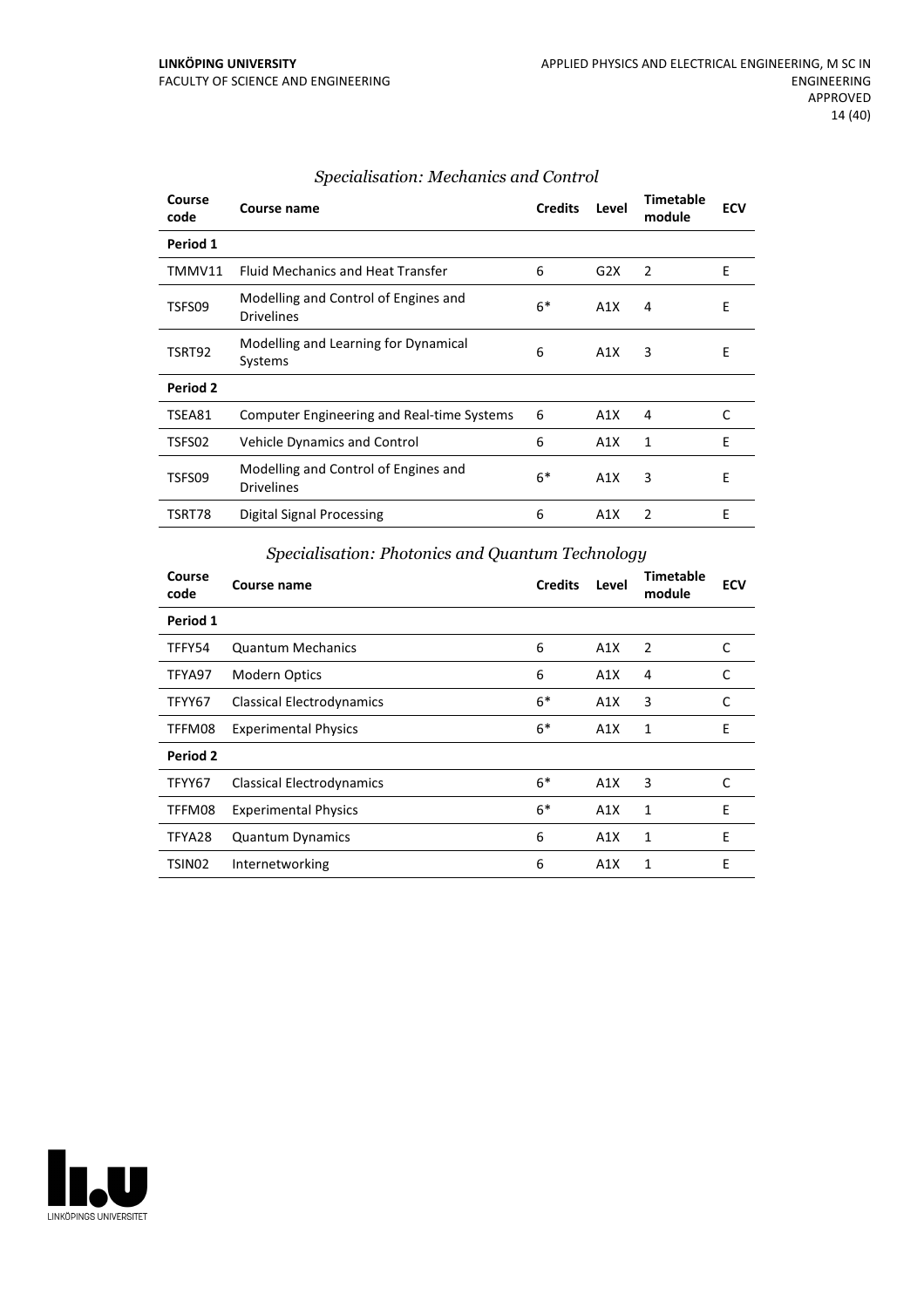### *Specialisation: Mechanics and Control*

| Course code | Course name | Credits | Level | Timetable module | ECV |
|---|---|---|---|---|---|
| **Period 1** | | | | | |
| TMMV11 | Fluid Mechanics and Heat Transfer | 6 | G2X | 2 | E |
| TSFS09 | Modelling and Control of Engines and Drivelines | 6* | A1X | 4 | E |
| TSRT92 | Modelling and Learning for Dynamical Systems | 6 | A1X | 3 | E |
| **Period 2** | | | | | |
| TSEA81 | Computer Engineering and Real-time Systems | 6 | A1X | 4 | C |
| TSFS02 | Vehicle Dynamics and Control | 6 | A1X | 1 | E |
| TSFS09 | Modelling and Control of Engines and Drivelines | 6* | A1X | 3 | E |
| TSRT78 | Digital Signal Processing | 6 | A1X | 2 | E |

### *Specialisation: Photonics and Quantum Technology*

| Course code | Course name | Credits | Level | Timetable module | ECV |
|---|---|---|---|---|---|
| **Period 1** | | | | | |
| TFFY54 | Quantum Mechanics | 6 | A1X | 2 | C |
| TFYA97 | Modern Optics | 6 | A1X | 4 | C |
| TFYY67 | Classical Electrodynamics | 6* | A1X | 3 | C |
| TFFM08 | Experimental Physics | 6* | A1X | 1 | E |
| **Period 2** | | | | | |
| TFYY67 | Classical Electrodynamics | 6* | A1X | 3 | C |
| TFFM08 | Experimental Physics | 6* | A1X | 1 | E |
| TFYA28 | Quantum Dynamics | 6 | A1X | 1 | E |
| TSIN02 | Internetworking | 6 | A1X | 1 | E |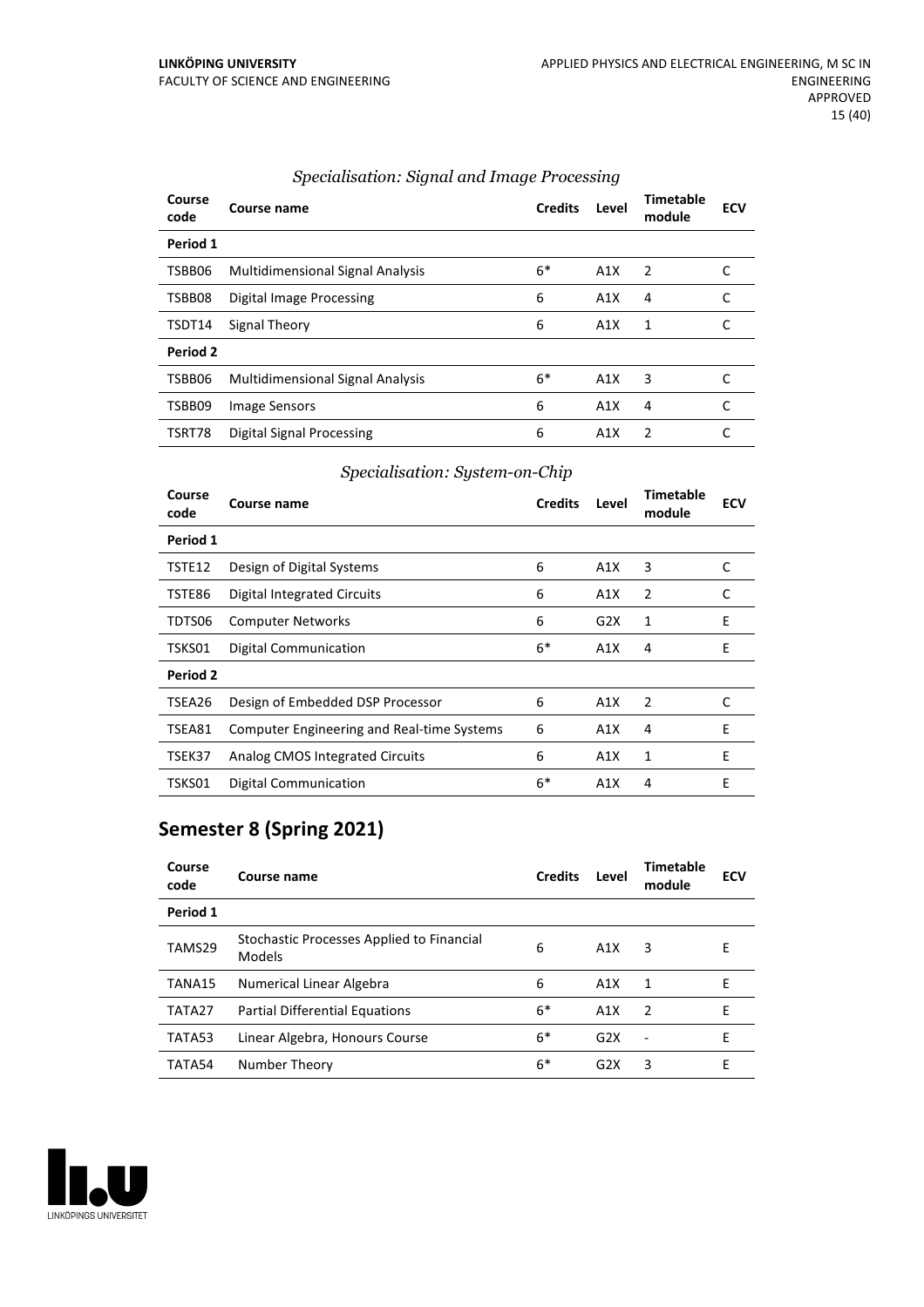*Specialisation: Signal and Image Processing*

| Course code | Course name | Credits | Level | Timetable module | ECV |
|---|---|---|---|---|---|
| **Period 1** | | | | | |
| TSBB06 | Multidimensional Signal Analysis | 6* | A1X | 2 | C |
| TSBB08 | Digital Image Processing | 6 | A1X | 4 | C |
| TSDT14 | Signal Theory | 6 | A1X | 1 | C |
| **Period 2** | | | | | |
| TSBB06 | Multidimensional Signal Analysis | 6* | A1X | 3 | C |
| TSBB09 | Image Sensors | 6 | A1X | 4 | C |
| TSRT78 | Digital Signal Processing | 6 | A1X | 2 | C |

*Specialisation: System-on-Chip*

| Course code | Course name | Credits | Level | Timetable module | ECV |
|---|---|---|---|---|---|
| **Period 1** | | | | | |
| TSTE12 | Design of Digital Systems | 6 | A1X | 3 | C |
| TSTE86 | Digital Integrated Circuits | 6 | A1X | 2 | C |
| TDTS06 | Computer Networks | 6 | G2X | 1 | E |
| TSKS01 | Digital Communication | 6* | A1X | 4 | E |
| **Period 2** | | | | | |
| TSEA26 | Design of Embedded DSP Processor | 6 | A1X | 2 | C |
| TSEA81 | Computer Engineering and Real-time Systems | 6 | A1X | 4 | E |
| TSEK37 | Analog CMOS Integrated Circuits | 6 | A1X | 1 | E |
| TSKS01 | Digital Communication | 6* | A1X | 4 | E |

## Semester 8 (Spring 2021)

| Course code | Course name | Credits | Level | Timetable module | ECV |
|---|---|---|---|---|---|
| **Period 1** | | | | | |
| TAMS29 | Stochastic Processes Applied to Financial Models | 6 | A1X | 3 | E |
| TANA15 | Numerical Linear Algebra | 6 | A1X | 1 | E |
| TATA27 | Partial Differential Equations | 6* | A1X | 2 | E |
| TATA53 | Linear Algebra, Honours Course | 6* | G2X | - | E |
| TATA54 | Number Theory | 6* | G2X | 3 | E |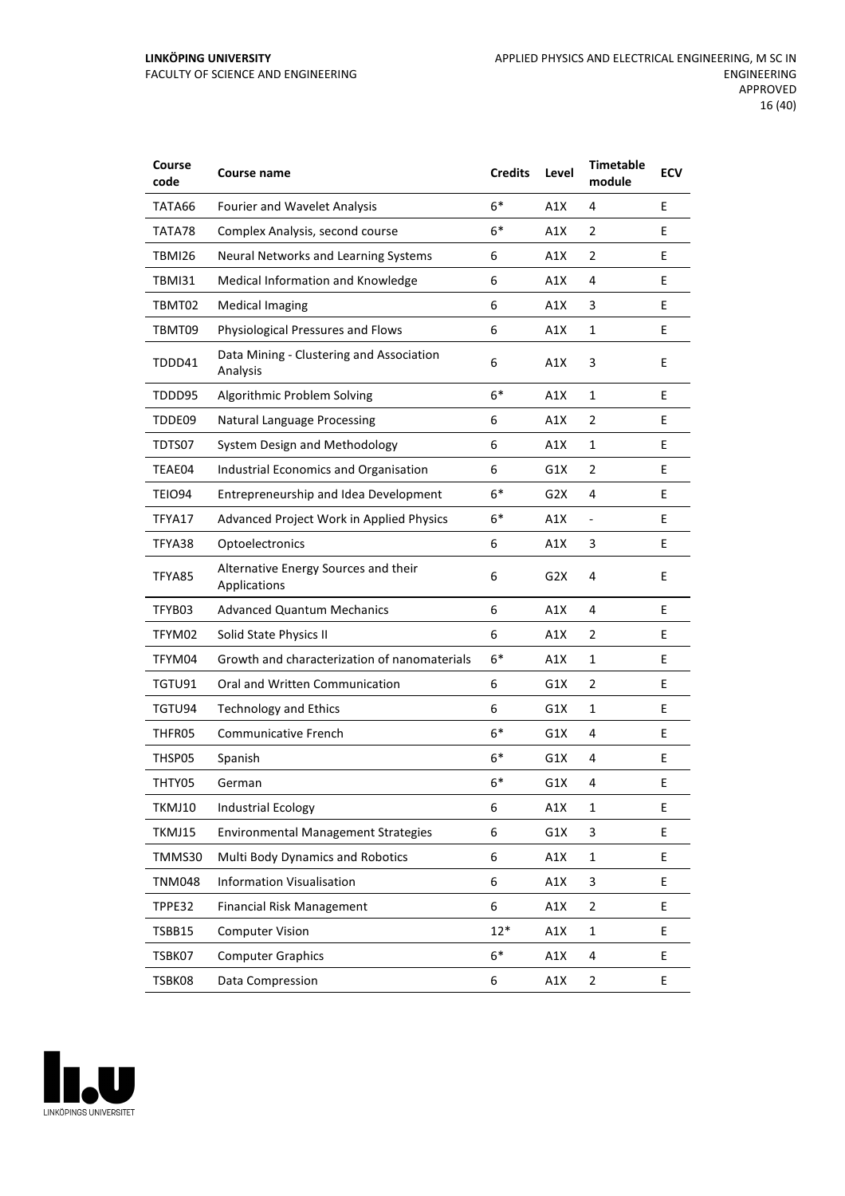| Course code | Course name | Credits | Level | Timetable module | ECV |
|---|---|---|---|---|---|
| TATA66 | Fourier and Wavelet Analysis | 6* | A1X | 4 | E |
| TATA78 | Complex Analysis, second course | 6* | A1X | 2 | E |
| TBMI26 | Neural Networks and Learning Systems | 6 | A1X | 2 | E |
| TBMI31 | Medical Information and Knowledge | 6 | A1X | 4 | E |
| TBMT02 | Medical Imaging | 6 | A1X | 3 | E |
| TBMT09 | Physiological Pressures and Flows | 6 | A1X | 1 | E |
| TDDD41 | Data Mining - Clustering and Association Analysis | 6 | A1X | 3 | E |
| TDDD95 | Algorithmic Problem Solving | 6* | A1X | 1 | E |
| TDDE09 | Natural Language Processing | 6 | A1X | 2 | E |
| TDTS07 | System Design and Methodology | 6 | A1X | 1 | E |
| TEAE04 | Industrial Economics and Organisation | 6 | G1X | 2 | E |
| TEIO94 | Entrepreneurship and Idea Development | 6* | G2X | 4 | E |
| TFYA17 | Advanced Project Work in Applied Physics | 6* | A1X | - | E |
| TFYA38 | Optoelectronics | 6 | A1X | 3 | E |
| TFYA85 | Alternative Energy Sources and their Applications | 6 | G2X | 4 | E |
| TFYB03 | Advanced Quantum Mechanics | 6 | A1X | 4 | E |
| TFYM02 | Solid State Physics II | 6 | A1X | 2 | E |
| TFYM04 | Growth and characterization of nanomaterials | 6* | A1X | 1 | E |
| TGTU91 | Oral and Written Communication | 6 | G1X | 2 | E |
| TGTU94 | Technology and Ethics | 6 | G1X | 1 | E |
| THFR05 | Communicative French | 6* | G1X | 4 | E |
| THSP05 | Spanish | 6* | G1X | 4 | E |
| THTY05 | German | 6* | G1X | 4 | E |
| TKMJ10 | Industrial Ecology | 6 | A1X | 1 | E |
| TKMJ15 | Environmental Management Strategies | 6 | G1X | 3 | E |
| TMMS30 | Multi Body Dynamics and Robotics | 6 | A1X | 1 | E |
| TNM048 | Information Visualisation | 6 | A1X | 3 | E |
| TPPE32 | Financial Risk Management | 6 | A1X | 2 | E |
| TSBB15 | Computer Vision | 12* | A1X | 1 | E |
| TSBK07 | Computer Graphics | 6* | A1X | 4 | E |
| TSBK08 | Data Compression | 6 | A1X | 2 | E |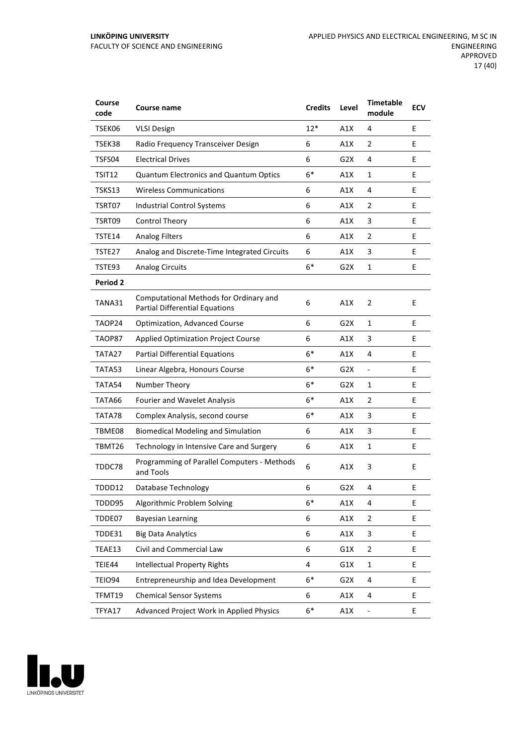| Course code | Course name | Credits | Level | Timetable module | ECV |
|---|---|---|---|---|---|
| TSEK06 | VLSI Design | 12* | A1X | 4 | E |
| TSEK38 | Radio Frequency Transceiver Design | 6 | A1X | 2 | E |
| TSFS04 | Electrical Drives | 6 | G2X | 4 | E |
| TSIT12 | Quantum Electronics and Quantum Optics | 6* | A1X | 1 | E |
| TSKS13 | Wireless Communications | 6 | A1X | 4 | E |
| TSRT07 | Industrial Control Systems | 6 | A1X | 2 | E |
| TSRT09 | Control Theory | 6 | A1X | 3 | E |
| TSTE14 | Analog Filters | 6 | A1X | 2 | E |
| TSTE27 | Analog and Discrete-Time Integrated Circuits | 6 | A1X | 3 | E |
| TSTE93 | Analog Circuits | 6* | G2X | 1 | E |
| **Period 2** | | | | | |
| TANA31 | Computational Methods for Ordinary and Partial Differential Equations | 6 | A1X | 2 | E |
| TAOP24 | Optimization, Advanced Course | 6 | G2X | 1 | E |
| TAOP87 | Applied Optimization Project Course | 6 | A1X | 3 | E |
| TATA27 | Partial Differential Equations | 6* | A1X | 4 | E |
| TATA53 | Linear Algebra, Honours Course | 6* | G2X | - | E |
| TATA54 | Number Theory | 6* | G2X | 1 | E |
| TATA66 | Fourier and Wavelet Analysis | 6* | A1X | 2 | E |
| TATA78 | Complex Analysis, second course | 6* | A1X | 3 | E |
| TBME08 | Biomedical Modeling and Simulation | 6 | A1X | 3 | E |
| TBMT26 | Technology in Intensive Care and Surgery | 6 | A1X | 1 | E |
| TDDC78 | Programming of Parallel Computers - Methods and Tools | 6 | A1X | 3 | E |
| TDDD12 | Database Technology | 6 | G2X | 4 | E |
| TDDD95 | Algorithmic Problem Solving | 6* | A1X | 4 | E |
| TDDE07 | Bayesian Learning | 6 | A1X | 2 | E |
| TDDE31 | Big Data Analytics | 6 | A1X | 3 | E |
| TEAE13 | Civil and Commercial Law | 6 | G1X | 2 | E |
| TEIE44 | Intellectual Property Rights | 4 | G1X | 1 | E |
| TEIO94 | Entrepreneurship and Idea Development | 6* | G2X | 4 | E |
| TFMT19 | Chemical Sensor Systems | 6 | A1X | 4 | E |
| TFYA17 | Advanced Project Work in Applied Physics | 6* | A1X | - | E |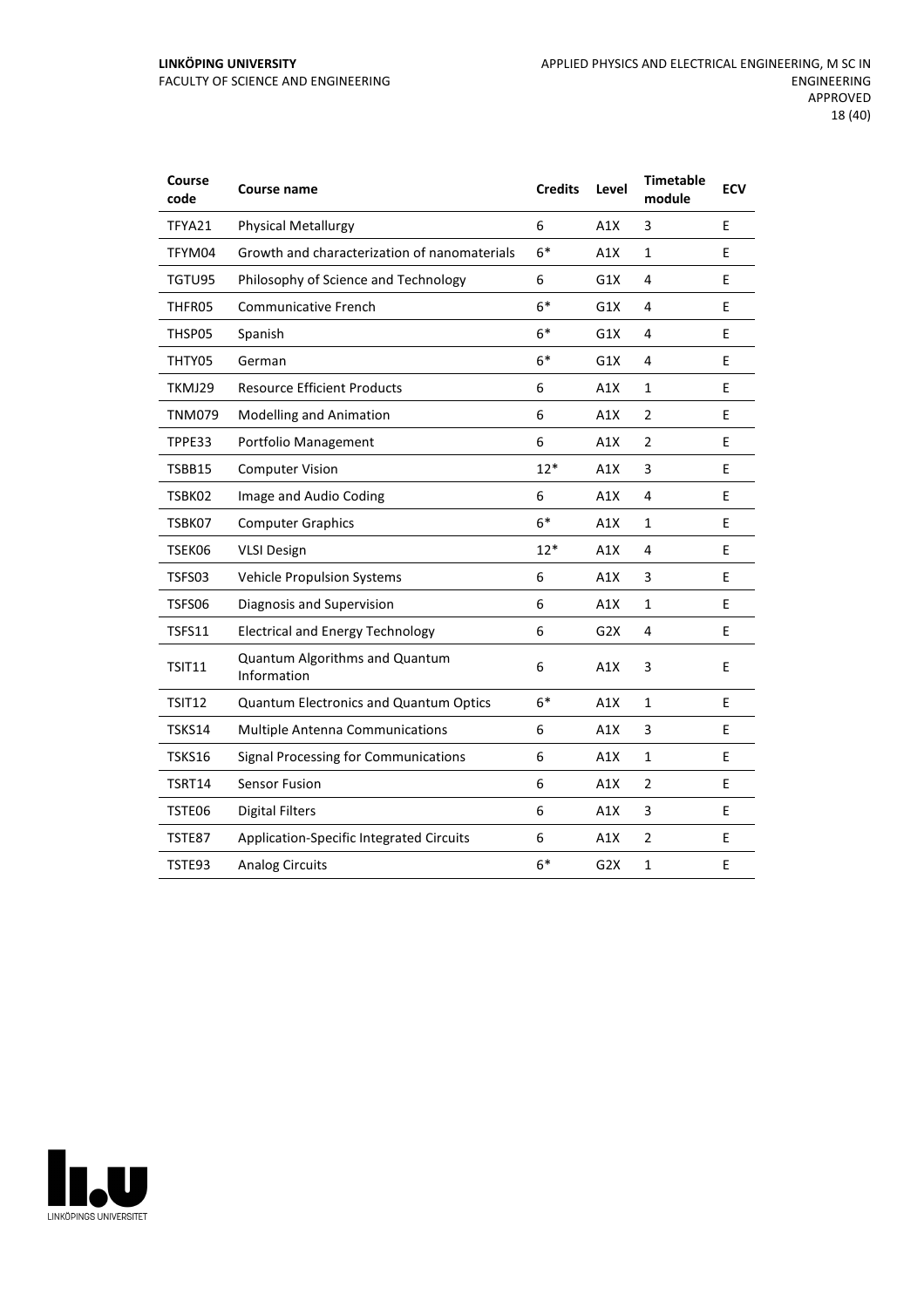| Course code | Course name | Credits | Level | Timetable module | ECV |
|---|---|---|---|---|---|
| TFYA21 | Physical Metallurgy | 6 | A1X | 3 | E |
| TFYM04 | Growth and characterization of nanomaterials | 6* | A1X | 1 | E |
| TGTU95 | Philosophy of Science and Technology | 6 | G1X | 4 | E |
| THFR05 | Communicative French | 6* | G1X | 4 | E |
| THSP05 | Spanish | 6* | G1X | 4 | E |
| THTY05 | German | 6* | G1X | 4 | E |
| TKMJ29 | Resource Efficient Products | 6 | A1X | 1 | E |
| TNM079 | Modelling and Animation | 6 | A1X | 2 | E |
| TPPE33 | Portfolio Management | 6 | A1X | 2 | E |
| TSBB15 | Computer Vision | 12* | A1X | 3 | E |
| TSBK02 | Image and Audio Coding | 6 | A1X | 4 | E |
| TSBK07 | Computer Graphics | 6* | A1X | 1 | E |
| TSEK06 | VLSI Design | 12* | A1X | 4 | E |
| TSFS03 | Vehicle Propulsion Systems | 6 | A1X | 3 | E |
| TSFS06 | Diagnosis and Supervision | 6 | A1X | 1 | E |
| TSFS11 | Electrical and Energy Technology | 6 | G2X | 4 | E |
| TSIT11 | Quantum Algorithms and Quantum Information | 6 | A1X | 3 | E |
| TSIT12 | Quantum Electronics and Quantum Optics | 6* | A1X | 1 | E |
| TSKS14 | Multiple Antenna Communications | 6 | A1X | 3 | E |
| TSKS16 | Signal Processing for Communications | 6 | A1X | 1 | E |
| TSRT14 | Sensor Fusion | 6 | A1X | 2 | E |
| TSTE06 | Digital Filters | 6 | A1X | 3 | E |
| TSTE87 | Application-Specific Integrated Circuits | 6 | A1X | 2 | E |
| TSTE93 | Analog Circuits | 6* | G2X | 1 | E |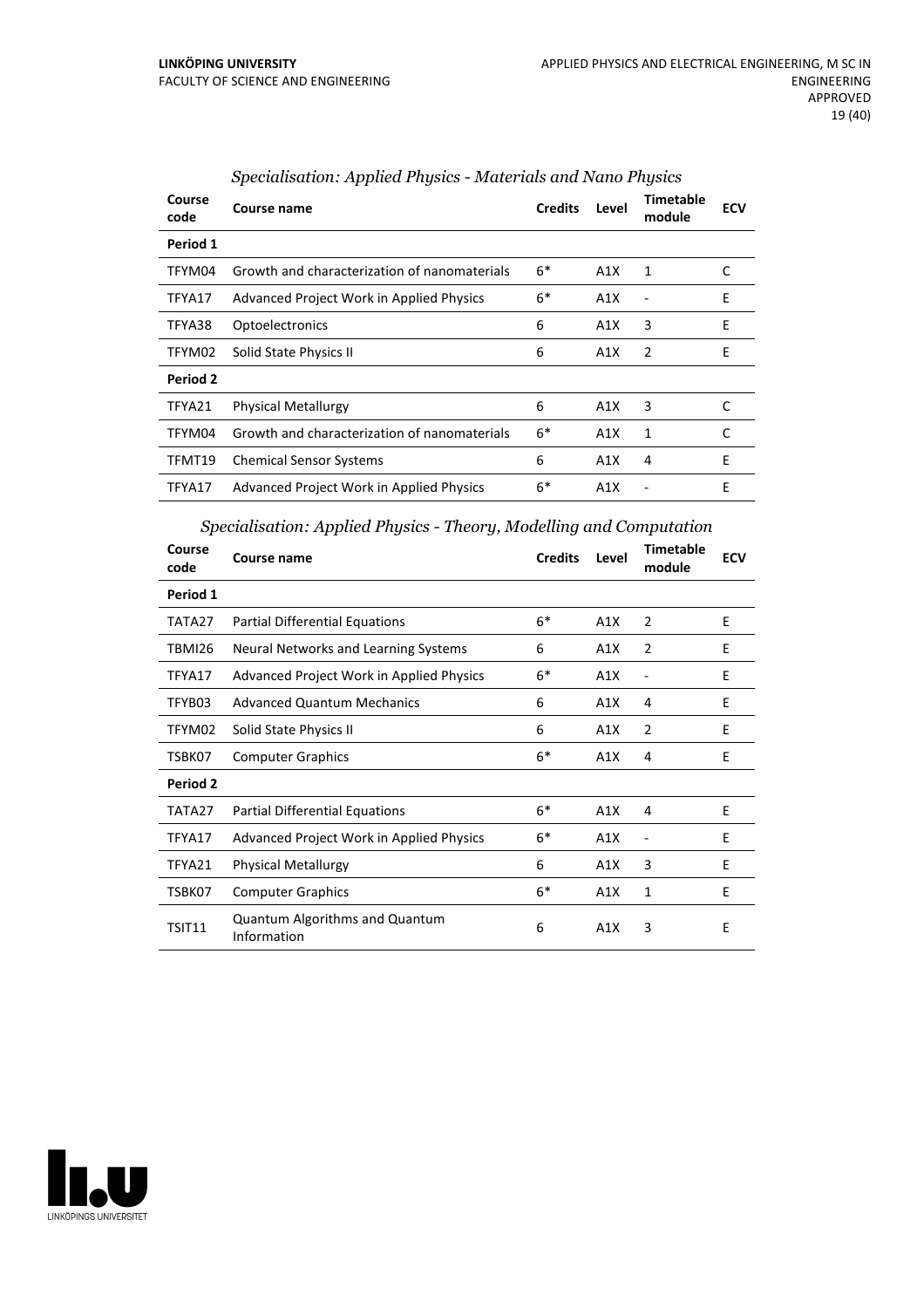### *Specialisation: Applied Physics - Materials and Nano Physics*

| Course code | Course name | Credits | Level | Timetable module | ECV |
|---|---|---|---|---|---|
| **Period 1** | | | | | |
| TFYM04 | Growth and characterization of nanomaterials | 6* | A1X | 1 | C |
| TFYA17 | Advanced Project Work in Applied Physics | 6* | A1X | - | E |
| TFYA38 | Optoelectronics | 6 | A1X | 3 | E |
| TFYM02 | Solid State Physics II | 6 | A1X | 2 | E |
| **Period 2** | | | | | |
| TFYA21 | Physical Metallurgy | 6 | A1X | 3 | C |
| TFYM04 | Growth and characterization of nanomaterials | 6* | A1X | 1 | C |
| TFMT19 | Chemical Sensor Systems | 6 | A1X | 4 | E |
| TFYA17 | Advanced Project Work in Applied Physics | 6* | A1X | - | E |

### *Specialisation: Applied Physics - Theory, Modelling and Computation*

| Course code | Course name | Credits | Level | Timetable module | ECV |
|---|---|---|---|---|---|
| **Period 1** | | | | | |
| TATA27 | Partial Differential Equations | 6* | A1X | 2 | E |
| TBMI26 | Neural Networks and Learning Systems | 6 | A1X | 2 | E |
| TFYA17 | Advanced Project Work in Applied Physics | 6* | A1X | - | E |
| TFYB03 | Advanced Quantum Mechanics | 6 | A1X | 4 | E |
| TFYM02 | Solid State Physics II | 6 | A1X | 2 | E |
| TSBK07 | Computer Graphics | 6* | A1X | 4 | E |
| **Period 2** | | | | | |
| TATA27 | Partial Differential Equations | 6* | A1X | 4 | E |
| TFYA17 | Advanced Project Work in Applied Physics | 6* | A1X | - | E |
| TFYA21 | Physical Metallurgy | 6 | A1X | 3 | E |
| TSBK07 | Computer Graphics | 6* | A1X | 1 | E |
| TSIT11 | Quantum Algorithms and Quantum Information | 6 | A1X | 3 | E |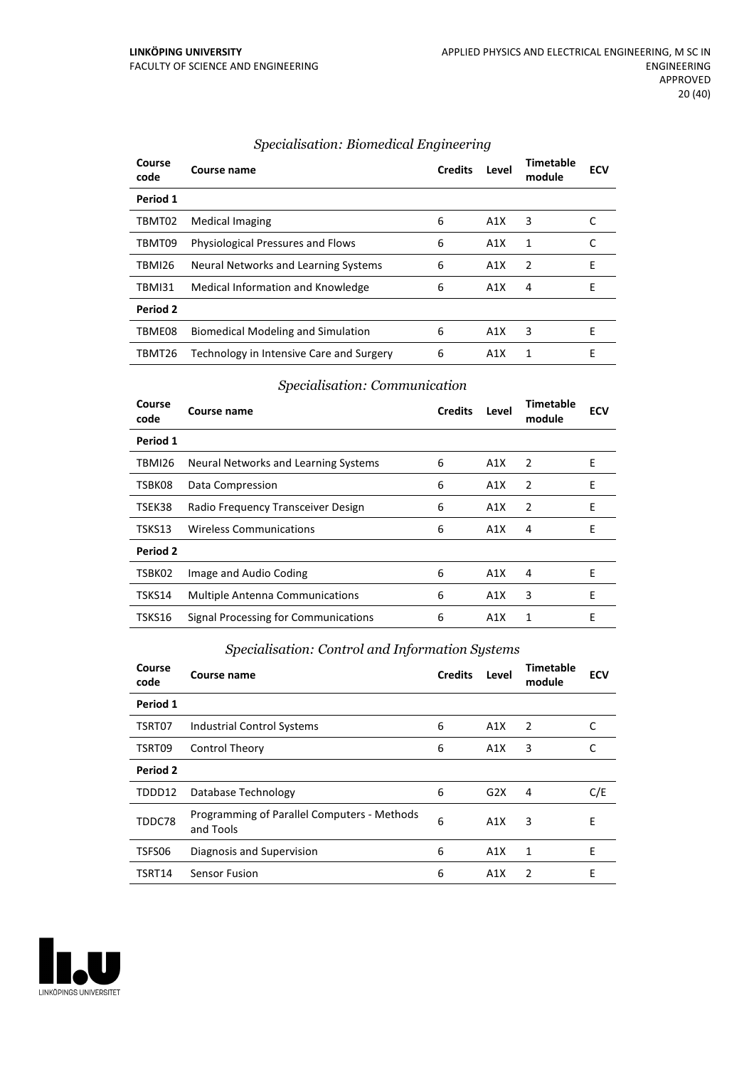### *Specialisation: Biomedical Engineering*

| Course code | Course name | Credits | Level | Timetable module | ECV |
|---|---|---|---|---|---|
| **Period 1** | | | | | |
| TBMT02 | Medical Imaging | 6 | A1X | 3 | C |
| TBMT09 | Physiological Pressures and Flows | 6 | A1X | 1 | C |
| TBMI26 | Neural Networks and Learning Systems | 6 | A1X | 2 | E |
| TBMI31 | Medical Information and Knowledge | 6 | A1X | 4 | E |
| **Period 2** | | | | | |
| TBME08 | Biomedical Modeling and Simulation | 6 | A1X | 3 | E |
| TBMT26 | Technology in Intensive Care and Surgery | 6 | A1X | 1 | E |

### *Specialisation: Communication*

| Course code | Course name | Credits | Level | Timetable module | ECV |
|---|---|---|---|---|---|
| **Period 1** | | | | | |
| TBMI26 | Neural Networks and Learning Systems | 6 | A1X | 2 | E |
| TSBK08 | Data Compression | 6 | A1X | 2 | E |
| TSEK38 | Radio Frequency Transceiver Design | 6 | A1X | 2 | E |
| TSKS13 | Wireless Communications | 6 | A1X | 4 | E |
| **Period 2** | | | | | |
| TSBK02 | Image and Audio Coding | 6 | A1X | 4 | E |
| TSKS14 | Multiple Antenna Communications | 6 | A1X | 3 | E |
| TSKS16 | Signal Processing for Communications | 6 | A1X | 1 | E |

### *Specialisation: Control and Information Systems*

| Course code | Course name | Credits | Level | Timetable module | ECV |
|---|---|---|---|---|---|
| **Period 1** | | | | | |
| TSRT07 | Industrial Control Systems | 6 | A1X | 2 | C |
| TSRT09 | Control Theory | 6 | A1X | 3 | C |
| **Period 2** | | | | | |
| TDDD12 | Database Technology | 6 | G2X | 4 | C/E |
| TDDC78 | Programming of Parallel Computers - Methods and Tools | 6 | A1X | 3 | E |
| TSFS06 | Diagnosis and Supervision | 6 | A1X | 1 | E |
| TSRT14 | Sensor Fusion | 6 | A1X | 2 | E |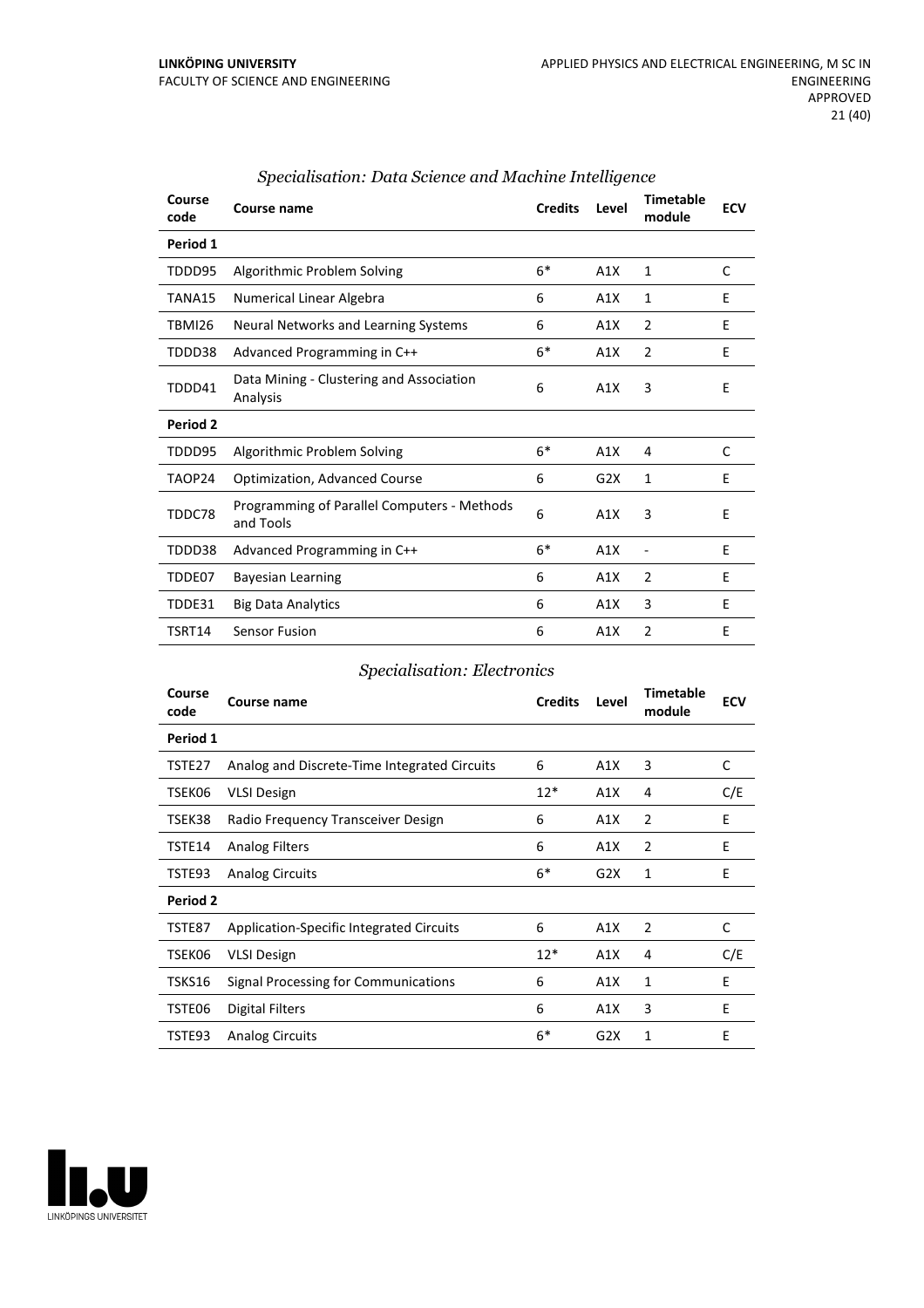### *Specialisation: Data Science and Machine Intelligence*

| Course code | Course name | Credits | Level | Timetable module | ECV |
|---|---|---|---|---|---|
| **Period 1** | | | | | |
| TDDD95 | Algorithmic Problem Solving | 6* | A1X | 1 | C |
| TANA15 | Numerical Linear Algebra | 6 | A1X | 1 | E |
| TBMI26 | Neural Networks and Learning Systems | 6 | A1X | 2 | E |
| TDDD38 | Advanced Programming in C++ | 6* | A1X | 2 | E |
| TDDD41 | Data Mining - Clustering and Association Analysis | 6 | A1X | 3 | E |
| **Period 2** | | | | | |
| TDDD95 | Algorithmic Problem Solving | 6* | A1X | 4 | C |
| TAOP24 | Optimization, Advanced Course | 6 | G2X | 1 | E |
| TDDC78 | Programming of Parallel Computers - Methods and Tools | 6 | A1X | 3 | E |
| TDDD38 | Advanced Programming in C++ | 6* | A1X | - | E |
| TDDE07 | Bayesian Learning | 6 | A1X | 2 | E |
| TDDE31 | Big Data Analytics | 6 | A1X | 3 | E |
| TSRT14 | Sensor Fusion | 6 | A1X | 2 | E |

### *Specialisation: Electronics*

| Course code | Course name | Credits | Level | Timetable module | ECV |
|---|---|---|---|---|---|
| **Period 1** | | | | | |
| TSTE27 | Analog and Discrete-Time Integrated Circuits | 6 | A1X | 3 | C |
| TSEK06 | VLSI Design | 12* | A1X | 4 | C/E |
| TSEK38 | Radio Frequency Transceiver Design | 6 | A1X | 2 | E |
| TSTE14 | Analog Filters | 6 | A1X | 2 | E |
| TSTE93 | Analog Circuits | 6* | G2X | 1 | E |
| **Period 2** | | | | | |
| TSTE87 | Application-Specific Integrated Circuits | 6 | A1X | 2 | C |
| TSEK06 | VLSI Design | 12* | A1X | 4 | C/E |
| TSKS16 | Signal Processing for Communications | 6 | A1X | 1 | E |
| TSTE06 | Digital Filters | 6 | A1X | 3 | E |
| TSTE93 | Analog Circuits | 6* | G2X | 1 | E |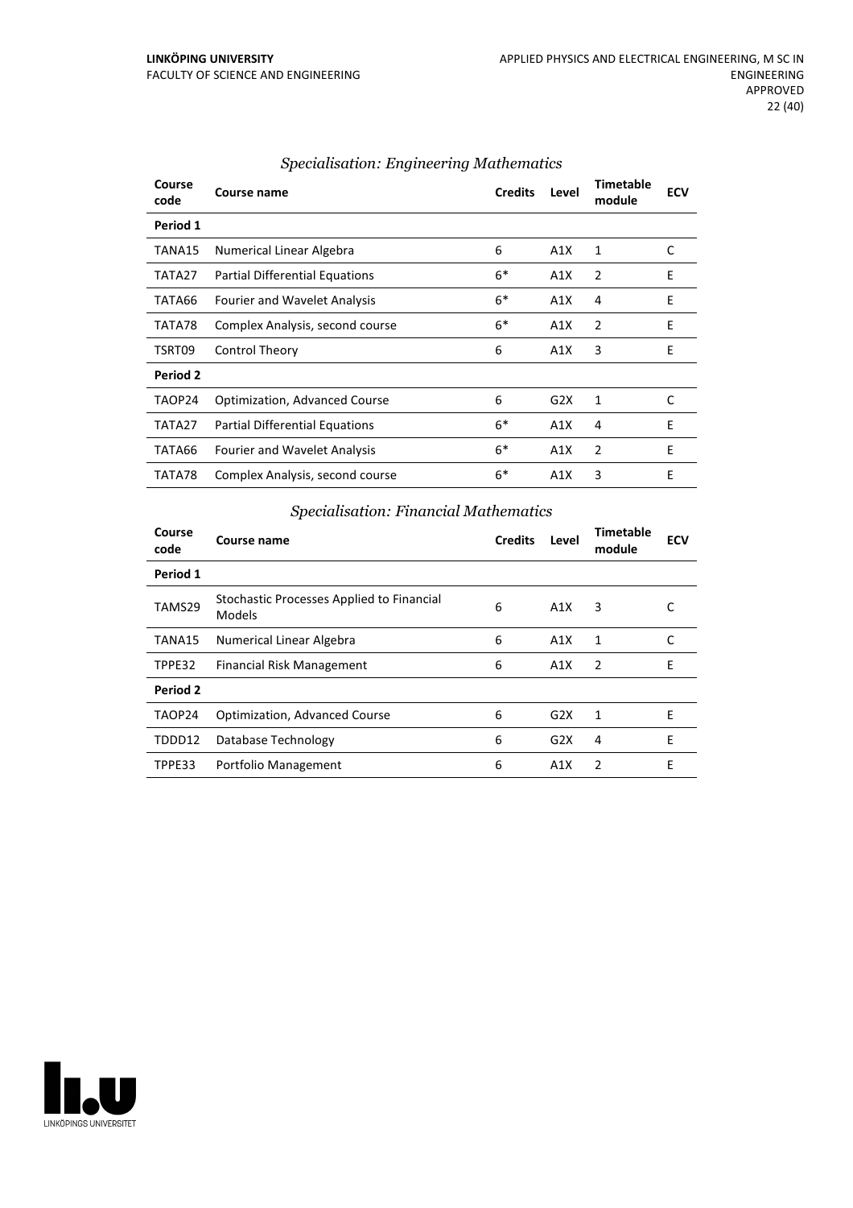### *Specialisation: Engineering Mathematics*

| Course code | Course name | Credits | Level | Timetable module | ECV |
|---|---|---|---|---|---|
| **Period 1** | | | | | |
| TANA15 | Numerical Linear Algebra | 6 | A1X | 1 | C |
| TATA27 | Partial Differential Equations | 6* | A1X | 2 | E |
| TATA66 | Fourier and Wavelet Analysis | 6* | A1X | 4 | E |
| TATA78 | Complex Analysis, second course | 6* | A1X | 2 | E |
| TSRT09 | Control Theory | 6 | A1X | 3 | E |
| **Period 2** | | | | | |
| TAOP24 | Optimization, Advanced Course | 6 | G2X | 1 | C |
| TATA27 | Partial Differential Equations | 6* | A1X | 4 | E |
| TATA66 | Fourier and Wavelet Analysis | 6* | A1X | 2 | E |
| TATA78 | Complex Analysis, second course | 6* | A1X | 3 | E |

### *Specialisation: Financial Mathematics*

| Course code | Course name | Credits | Level | Timetable module | ECV |
|---|---|---|---|---|---|
| **Period 1** | | | | | |
| TAMS29 | Stochastic Processes Applied to Financial Models | 6 | A1X | 3 | C |
| TANA15 | Numerical Linear Algebra | 6 | A1X | 1 | C |
| TPPE32 | Financial Risk Management | 6 | A1X | 2 | E |
| **Period 2** | | | | | |
| TAOP24 | Optimization, Advanced Course | 6 | G2X | 1 | E |
| TDDD12 | Database Technology | 6 | G2X | 4 | E |
| TPPE33 | Portfolio Management | 6 | A1X | 2 | E |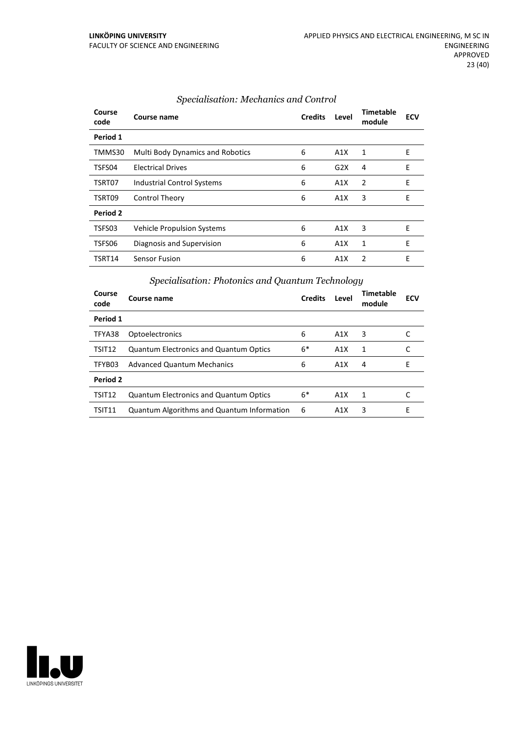### *Specialisation: Mechanics and Control*

| Course code | Course name | Credits | Level | Timetable module | ECV |
|---|---|---|---|---|---|
| **Period 1** | | | | | |
| TMMS30 | Multi Body Dynamics and Robotics | 6 | A1X | 1 | E |
| TSFS04 | Electrical Drives | 6 | G2X | 4 | E |
| TSRT07 | Industrial Control Systems | 6 | A1X | 2 | E |
| TSRT09 | Control Theory | 6 | A1X | 3 | E |
| **Period 2** | | | | | |
| TSFS03 | Vehicle Propulsion Systems | 6 | A1X | 3 | E |
| TSFS06 | Diagnosis and Supervision | 6 | A1X | 1 | E |
| TSRT14 | Sensor Fusion | 6 | A1X | 2 | E |

### *Specialisation: Photonics and Quantum Technology*

| Course code | Course name | Credits | Level | Timetable module | ECV |
|---|---|---|---|---|---|
| **Period 1** | | | | | |
| TFYA38 | Optoelectronics | 6 | A1X | 3 | C |
| TSIT12 | Quantum Electronics and Quantum Optics | 6* | A1X | 1 | C |
| TFYB03 | Advanced Quantum Mechanics | 6 | A1X | 4 | E |
| **Period 2** | | | | | |
| TSIT12 | Quantum Electronics and Quantum Optics | 6* | A1X | 1 | C |
| TSIT11 | Quantum Algorithms and Quantum Information | 6 | A1X | 3 | E |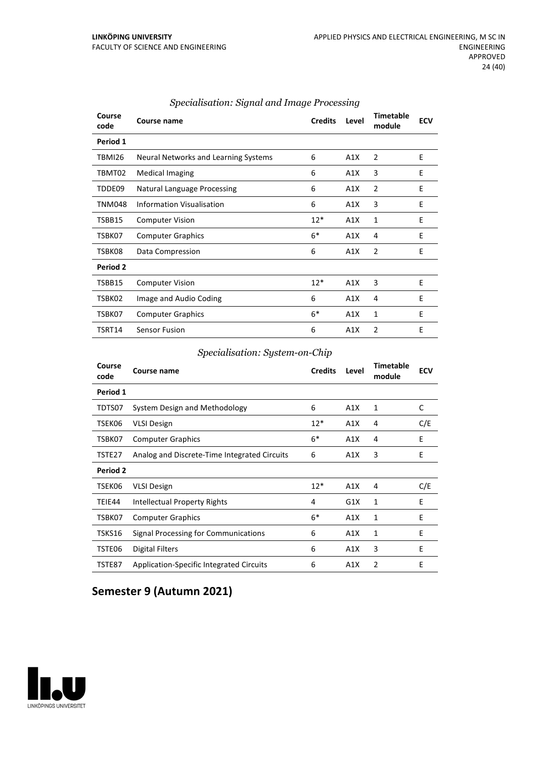### *Specialisation: Signal and Image Processing*

| Course code | Course name | Credits | Level | Timetable module | ECV |
|---|---|---|---|---|---|
| **Period 1** | | | | | |
| TBMI26 | Neural Networks and Learning Systems | 6 | A1X | 2 | E |
| TBMT02 | Medical Imaging | 6 | A1X | 3 | E |
| TDDE09 | Natural Language Processing | 6 | A1X | 2 | E |
| TNM048 | Information Visualisation | 6 | A1X | 3 | E |
| TSBB15 | Computer Vision | 12* | A1X | 1 | E |
| TSBK07 | Computer Graphics | 6* | A1X | 4 | E |
| TSBK08 | Data Compression | 6 | A1X | 2 | E |
| **Period 2** | | | | | |
| TSBB15 | Computer Vision | 12* | A1X | 3 | E |
| TSBK02 | Image and Audio Coding | 6 | A1X | 4 | E |
| TSBK07 | Computer Graphics | 6* | A1X | 1 | E |
| TSRT14 | Sensor Fusion | 6 | A1X | 2 | E |

### *Specialisation: System-on-Chip*

| Course code | Course name | Credits | Level | Timetable module | ECV |
|---|---|---|---|---|---|
| **Period 1** | | | | | |
| TDTS07 | System Design and Methodology | 6 | A1X | 1 | C |
| TSEK06 | VLSI Design | 12* | A1X | 4 | C/E |
| TSBK07 | Computer Graphics | 6* | A1X | 4 | E |
| TSTE27 | Analog and Discrete-Time Integrated Circuits | 6 | A1X | 3 | E |
| **Period 2** | | | | | |
| TSEK06 | VLSI Design | 12* | A1X | 4 | C/E |
| TEIE44 | Intellectual Property Rights | 4 | G1X | 1 | E |
| TSBK07 | Computer Graphics | 6* | A1X | 1 | E |
| TSKS16 | Signal Processing for Communications | 6 | A1X | 1 | E |
| TSTE06 | Digital Filters | 6 | A1X | 3 | E |
| TSTE87 | Application-Specific Integrated Circuits | 6 | A1X | 2 | E |

## Semester 9 (Autumn 2021)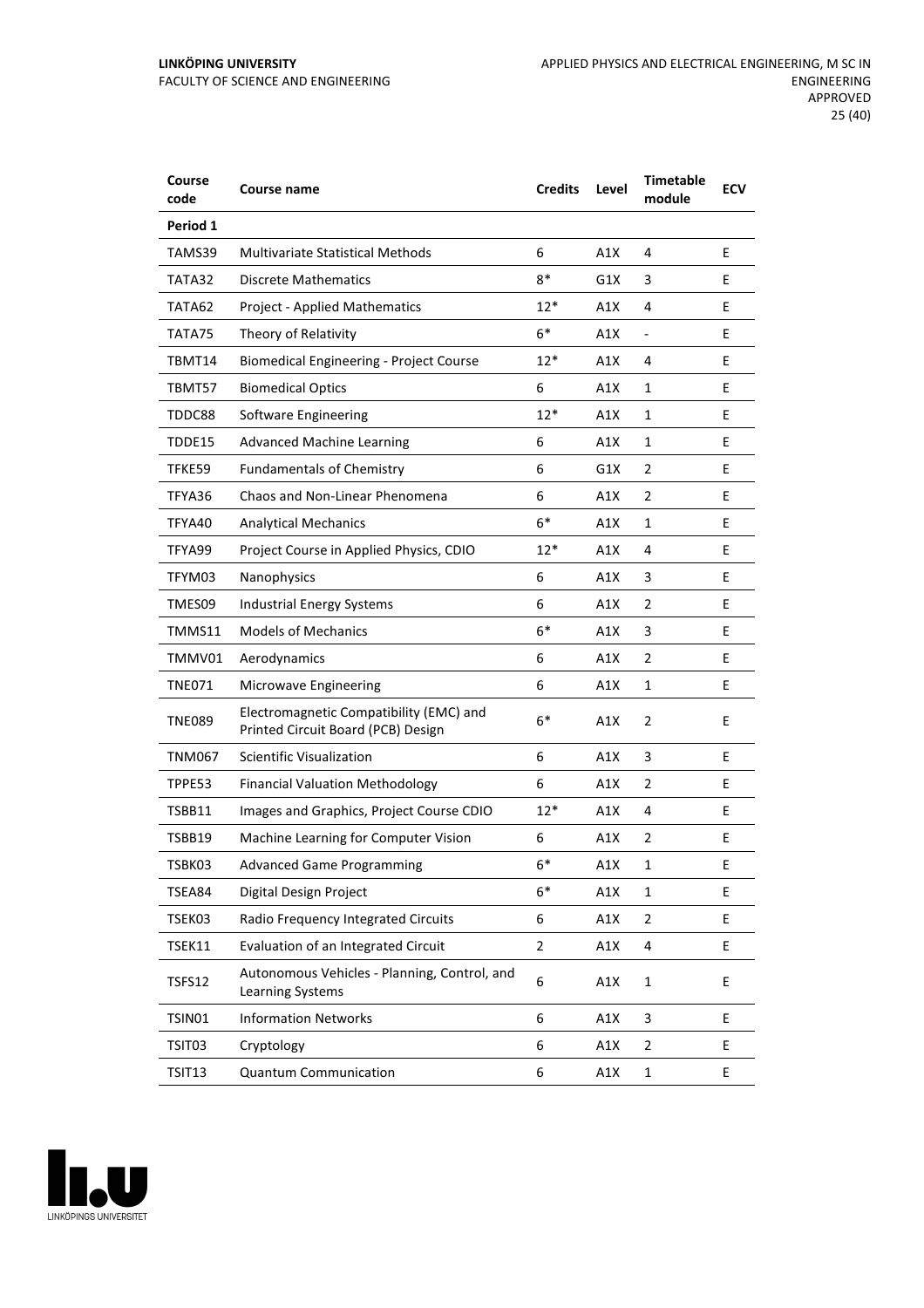| Course code | Course name | Credits | Level | Timetable module | ECV |
|---|---|---|---|---|---|
| **Period 1** | | | | | |
| TAMS39 | Multivariate Statistical Methods | 6 | A1X | 4 | E |
| TATA32 | Discrete Mathematics | 8* | G1X | 3 | E |
| TATA62 | Project - Applied Mathematics | 12* | A1X | 4 | E |
| TATA75 | Theory of Relativity | 6* | A1X | - | E |
| TBMT14 | Biomedical Engineering - Project Course | 12* | A1X | 4 | E |
| TBMT57 | Biomedical Optics | 6 | A1X | 1 | E |
| TDDC88 | Software Engineering | 12* | A1X | 1 | E |
| TDDE15 | Advanced Machine Learning | 6 | A1X | 1 | E |
| TFKE59 | Fundamentals of Chemistry | 6 | G1X | 2 | E |
| TFYA36 | Chaos and Non-Linear Phenomena | 6 | A1X | 2 | E |
| TFYA40 | Analytical Mechanics | 6* | A1X | 1 | E |
| TFYA99 | Project Course in Applied Physics, CDIO | 12* | A1X | 4 | E |
| TFYM03 | Nanophysics | 6 | A1X | 3 | E |
| TMES09 | Industrial Energy Systems | 6 | A1X | 2 | E |
| TMMS11 | Models of Mechanics | 6* | A1X | 3 | E |
| TMMV01 | Aerodynamics | 6 | A1X | 2 | E |
| TNE071 | Microwave Engineering | 6 | A1X | 1 | E |
| TNE089 | Electromagnetic Compatibility (EMC) and Printed Circuit Board (PCB) Design | 6* | A1X | 2 | E |
| TNM067 | Scientific Visualization | 6 | A1X | 3 | E |
| TPPE53 | Financial Valuation Methodology | 6 | A1X | 2 | E |
| TSBB11 | Images and Graphics, Project Course CDIO | 12* | A1X | 4 | E |
| TSBB19 | Machine Learning for Computer Vision | 6 | A1X | 2 | E |
| TSBK03 | Advanced Game Programming | 6* | A1X | 1 | E |
| TSEA84 | Digital Design Project | 6* | A1X | 1 | E |
| TSEK03 | Radio Frequency Integrated Circuits | 6 | A1X | 2 | E |
| TSEK11 | Evaluation of an Integrated Circuit | 2 | A1X | 4 | E |
| TSFS12 | Autonomous Vehicles - Planning, Control, and Learning Systems | 6 | A1X | 1 | E |
| TSIN01 | Information Networks | 6 | A1X | 3 | E |
| TSIT03 | Cryptology | 6 | A1X | 2 | E |
| TSIT13 | Quantum Communication | 6 | A1X | 1 | E |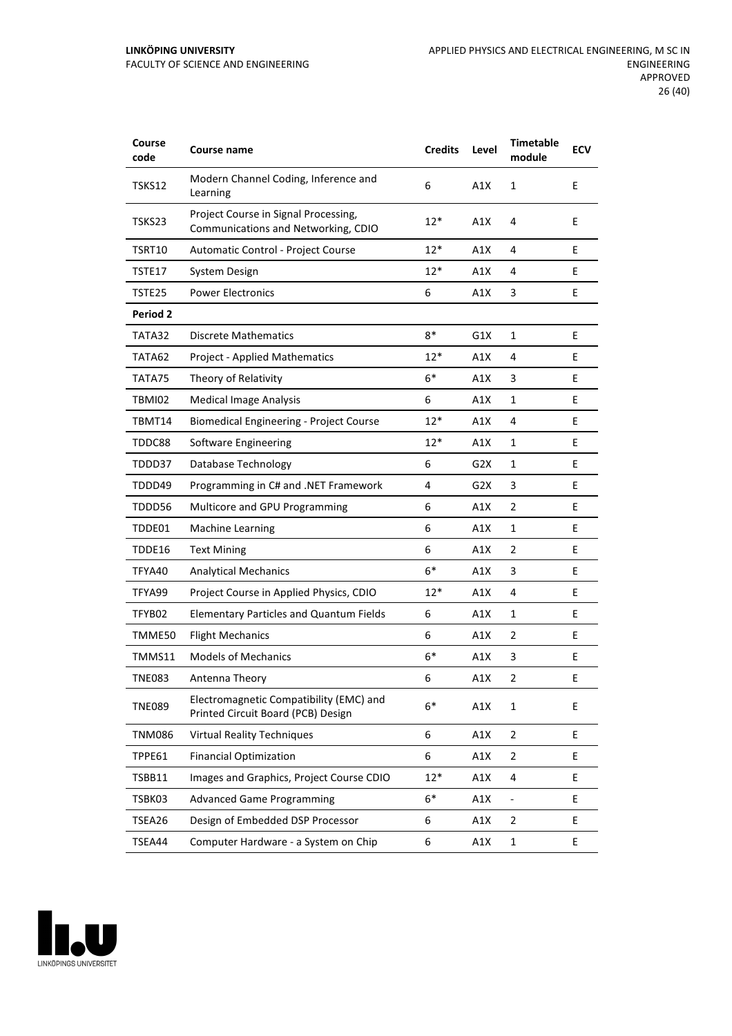| Course code | Course name | Credits | Level | Timetable module | ECV |
|---|---|---|---|---|---|
| TSKS12 | Modern Channel Coding, Inference and Learning | 6 | A1X | 1 | E |
| TSKS23 | Project Course in Signal Processing, Communications and Networking, CDIO | 12* | A1X | 4 | E |
| TSRT10 | Automatic Control - Project Course | 12* | A1X | 4 | E |
| TSTE17 | System Design | 12* | A1X | 4 | E |
| TSTE25 | Power Electronics | 6 | A1X | 3 | E |
| **Period 2** | | | | | |
| TATA32 | Discrete Mathematics | 8* | G1X | 1 | E |
| TATA62 | Project - Applied Mathematics | 12* | A1X | 4 | E |
| TATA75 | Theory of Relativity | 6* | A1X | 3 | E |
| TBMI02 | Medical Image Analysis | 6 | A1X | 1 | E |
| TBMT14 | Biomedical Engineering - Project Course | 12* | A1X | 4 | E |
| TDDC88 | Software Engineering | 12* | A1X | 1 | E |
| TDDD37 | Database Technology | 6 | G2X | 1 | E |
| TDDD49 | Programming in C# and .NET Framework | 4 | G2X | 3 | E |
| TDDD56 | Multicore and GPU Programming | 6 | A1X | 2 | E |
| TDDE01 | Machine Learning | 6 | A1X | 1 | E |
| TDDE16 | Text Mining | 6 | A1X | 2 | E |
| TFYA40 | Analytical Mechanics | 6* | A1X | 3 | E |
| TFYA99 | Project Course in Applied Physics, CDIO | 12* | A1X | 4 | E |
| TFYB02 | Elementary Particles and Quantum Fields | 6 | A1X | 1 | E |
| TMME50 | Flight Mechanics | 6 | A1X | 2 | E |
| TMMS11 | Models of Mechanics | 6* | A1X | 3 | E |
| TNE083 | Antenna Theory | 6 | A1X | 2 | E |
| TNE089 | Electromagnetic Compatibility (EMC) and Printed Circuit Board (PCB) Design | 6* | A1X | 1 | E |
| TNM086 | Virtual Reality Techniques | 6 | A1X | 2 | E |
| TPPE61 | Financial Optimization | 6 | A1X | 2 | E |
| TSBB11 | Images and Graphics, Project Course CDIO | 12* | A1X | 4 | E |
| TSBK03 | Advanced Game Programming | 6* | A1X | - | E |
| TSEA26 | Design of Embedded DSP Processor | 6 | A1X | 2 | E |
| TSEA44 | Computer Hardware - a System on Chip | 6 | A1X | 1 | E |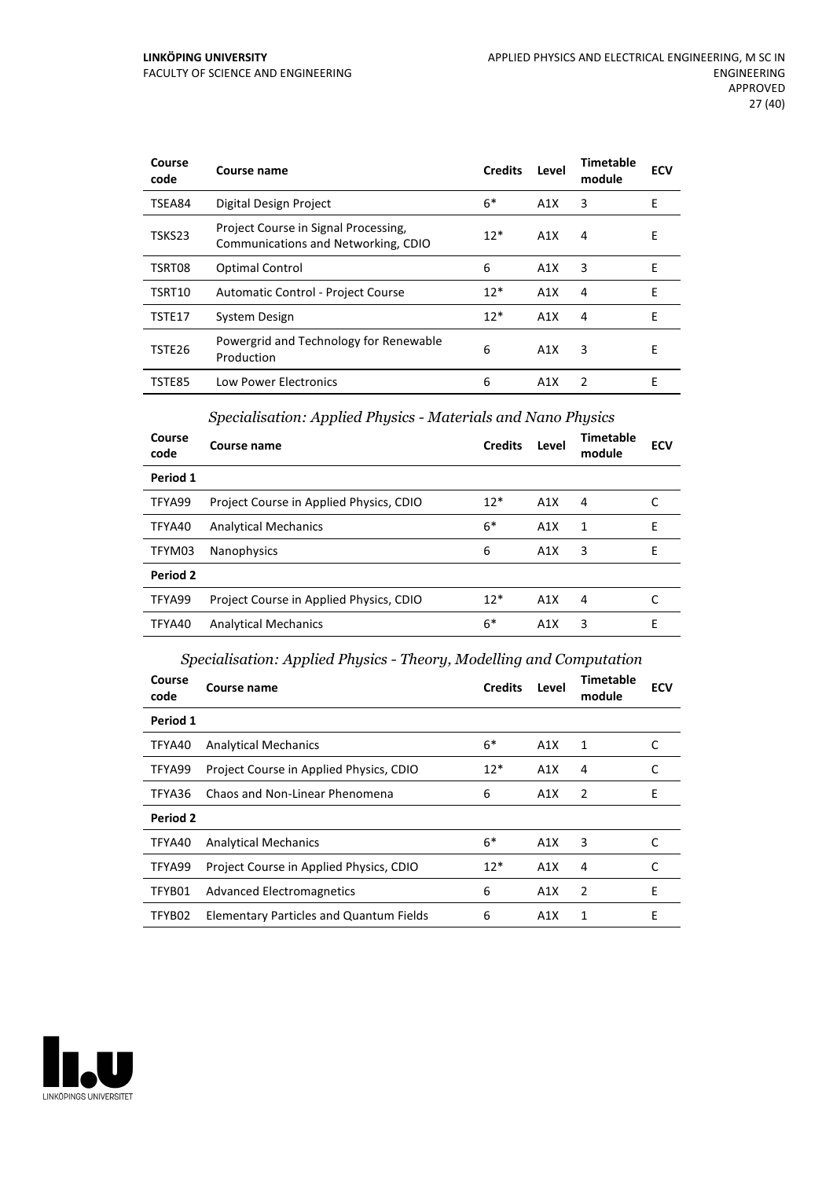| Course code | Course name | Credits | Level | Timetable module | ECV |
|---|---|---|---|---|---|
| TSEA84 | Digital Design Project | 6* | A1X | 3 | E |
| TSKS23 | Project Course in Signal Processing, Communications and Networking, CDIO | 12* | A1X | 4 | E |
| TSRT08 | Optimal Control | 6 | A1X | 3 | E |
| TSRT10 | Automatic Control - Project Course | 12* | A1X | 4 | E |
| TSTE17 | System Design | 12* | A1X | 4 | E |
| TSTE26 | Powergrid and Technology for Renewable Production | 6 | A1X | 3 | E |
| TSTE85 | Low Power Electronics | 6 | A1X | 2 | E |

### *Specialisation: Applied Physics - Materials and Nano Physics*

| Course code | Course name | Credits | Level | Timetable module | ECV |
|---|---|---|---|---|---|
| **Period 1** | | | | | |
| TFYA99 | Project Course in Applied Physics, CDIO | 12* | A1X | 4 | C |
| TFYA40 | Analytical Mechanics | 6* | A1X | 1 | E |
| TFYM03 | Nanophysics | 6 | A1X | 3 | E |
| **Period 2** | | | | | |
| TFYA99 | Project Course in Applied Physics, CDIO | 12* | A1X | 4 | C |
| TFYA40 | Analytical Mechanics | 6* | A1X | 3 | E |

### *Specialisation: Applied Physics - Theory, Modelling and Computation*

| Course code | Course name | Credits | Level | Timetable module | ECV |
|---|---|---|---|---|---|
| **Period 1** | | | | | |
| TFYA40 | Analytical Mechanics | 6* | A1X | 1 | C |
| TFYA99 | Project Course in Applied Physics, CDIO | 12* | A1X | 4 | C |
| TFYA36 | Chaos and Non-Linear Phenomena | 6 | A1X | 2 | E |
| **Period 2** | | | | | |
| TFYA40 | Analytical Mechanics | 6* | A1X | 3 | C |
| TFYA99 | Project Course in Applied Physics, CDIO | 12* | A1X | 4 | C |
| TFYB01 | Advanced Electromagnetics | 6 | A1X | 2 | E |
| TFYB02 | Elementary Particles and Quantum Fields | 6 | A1X | 1 | E |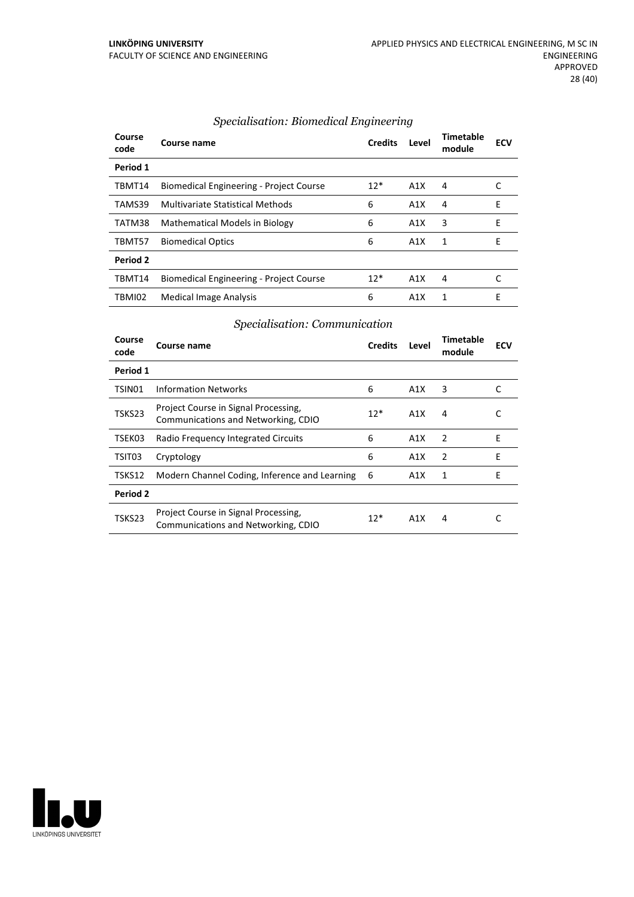### *Specialisation: Biomedical Engineering*

| Course code | Course name | Credits | Level | Timetable module | ECV |
|---|---|---|---|---|---|
| **Period 1** | | | | | |
| TBMT14 | Biomedical Engineering - Project Course | 12* | A1X | 4 | C |
| TAMS39 | Multivariate Statistical Methods | 6 | A1X | 4 | E |
| TATM38 | Mathematical Models in Biology | 6 | A1X | 3 | E |
| TBMT57 | Biomedical Optics | 6 | A1X | 1 | E |
| **Period 2** | | | | | |
| TBMT14 | Biomedical Engineering - Project Course | 12* | A1X | 4 | C |
| TBMI02 | Medical Image Analysis | 6 | A1X | 1 | E |

### *Specialisation: Communication*

| Course code | Course name | Credits | Level | Timetable module | ECV |
|---|---|---|---|---|---|
| **Period 1** | | | | | |
| TSIN01 | Information Networks | 6 | A1X | 3 | C |
| TSKS23 | Project Course in Signal Processing, Communications and Networking, CDIO | 12* | A1X | 4 | C |
| TSEK03 | Radio Frequency Integrated Circuits | 6 | A1X | 2 | E |
| TSIT03 | Cryptology | 6 | A1X | 2 | E |
| TSKS12 | Modern Channel Coding, Inference and Learning | 6 | A1X | 1 | E |
| **Period 2** | | | | | |
| TSKS23 | Project Course in Signal Processing, Communications and Networking, CDIO | 12* | A1X | 4 | C |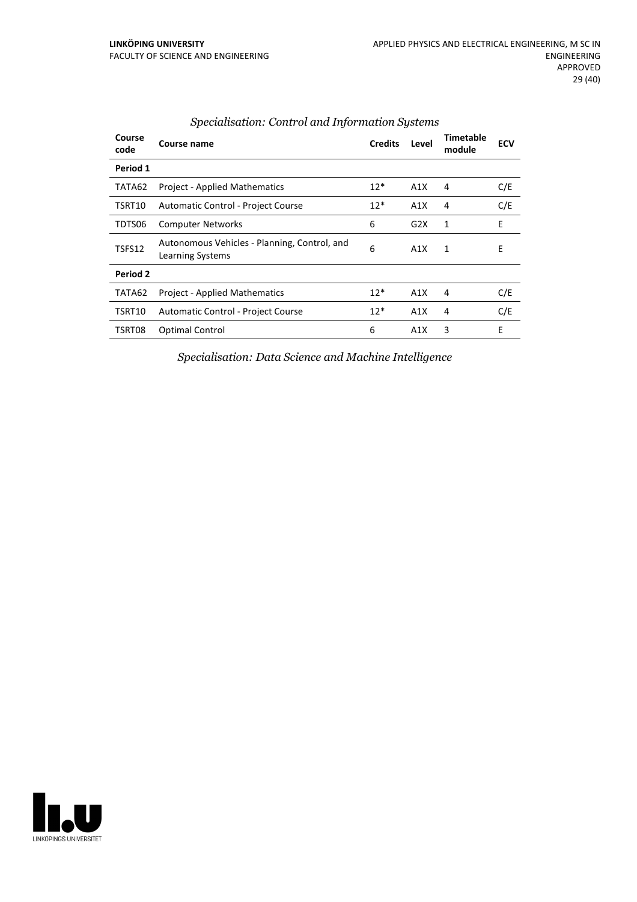*Specialisation: Control and Information Systems*

| Course code | Course name | Credits | Level | Timetable module | ECV |
|---|---|---|---|---|---|
| **Period 1** | | | | | |
| TATA62 | Project - Applied Mathematics | 12* | A1X | 4 | C/E |
| TSRT10 | Automatic Control - Project Course | 12* | A1X | 4 | C/E |
| TDTS06 | Computer Networks | 6 | G2X | 1 | E |
| TSFS12 | Autonomous Vehicles - Planning, Control, and Learning Systems | 6 | A1X | 1 | E |
| **Period 2** | | | | | |
| TATA62 | Project - Applied Mathematics | 12* | A1X | 4 | C/E |
| TSRT10 | Automatic Control - Project Course | 12* | A1X | 4 | C/E |
| TSRT08 | Optimal Control | 6 | A1X | 3 | E |

*Specialisation: Data Science and Machine Intelligence*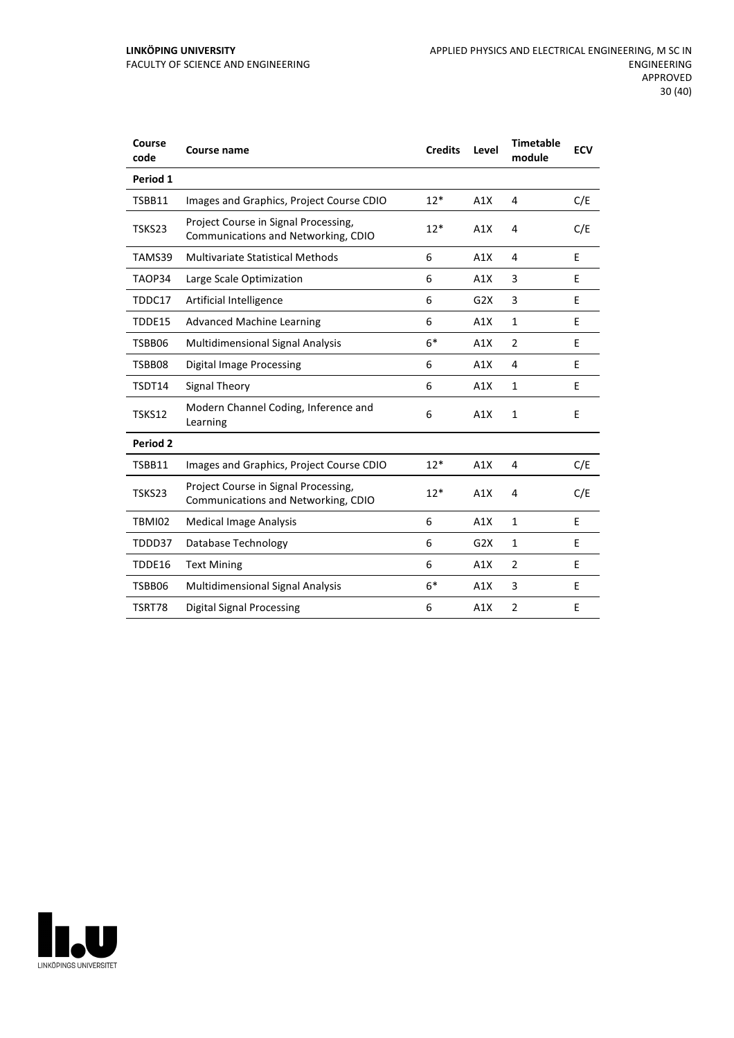| Course code | Course name | Credits | Level | Timetable module | ECV |
|---|---|---|---|---|---|
| **Period 1** | | | | | |
| TSBB11 | Images and Graphics, Project Course CDIO | 12* | A1X | 4 | C/E |
| TSKS23 | Project Course in Signal Processing, Communications and Networking, CDIO | 12* | A1X | 4 | C/E |
| TAMS39 | Multivariate Statistical Methods | 6 | A1X | 4 | E |
| TAOP34 | Large Scale Optimization | 6 | A1X | 3 | E |
| TDDC17 | Artificial Intelligence | 6 | G2X | 3 | E |
| TDDE15 | Advanced Machine Learning | 6 | A1X | 1 | E |
| TSBB06 | Multidimensional Signal Analysis | 6* | A1X | 2 | E |
| TSBB08 | Digital Image Processing | 6 | A1X | 4 | E |
| TSDT14 | Signal Theory | 6 | A1X | 1 | E |
| TSKS12 | Modern Channel Coding, Inference and Learning | 6 | A1X | 1 | E |
| **Period 2** | | | | | |
| TSBB11 | Images and Graphics, Project Course CDIO | 12* | A1X | 4 | C/E |
| TSKS23 | Project Course in Signal Processing, Communications and Networking, CDIO | 12* | A1X | 4 | C/E |
| TBMI02 | Medical Image Analysis | 6 | A1X | 1 | E |
| TDDD37 | Database Technology | 6 | G2X | 1 | E |
| TDDE16 | Text Mining | 6 | A1X | 2 | E |
| TSBB06 | Multidimensional Signal Analysis | 6* | A1X | 3 | E |
| TSRT78 | Digital Signal Processing | 6 | A1X | 2 | E |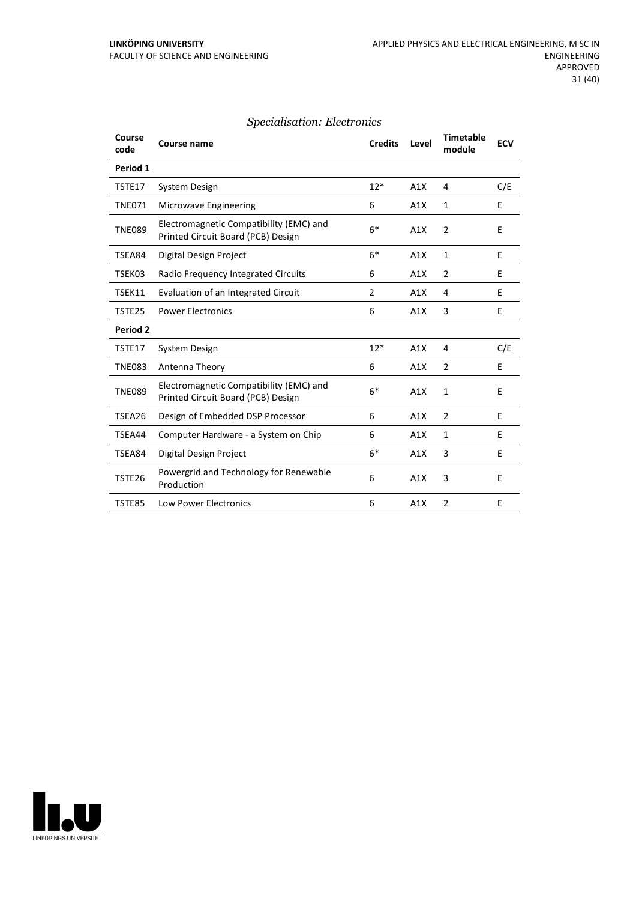*Specialisation: Electronics*

| Course code | Course name | Credits | Level | Timetable module | ECV |
|---|---|---|---|---|---|
| **Period 1** | | | | | |
| TSTE17 | System Design | 12* | A1X | 4 | C/E |
| TNE071 | Microwave Engineering | 6 | A1X | 1 | E |
| TNE089 | Electromagnetic Compatibility (EMC) and Printed Circuit Board (PCB) Design | 6* | A1X | 2 | E |
| TSEA84 | Digital Design Project | 6* | A1X | 1 | E |
| TSEK03 | Radio Frequency Integrated Circuits | 6 | A1X | 2 | E |
| TSEK11 | Evaluation of an Integrated Circuit | 2 | A1X | 4 | E |
| TSTE25 | Power Electronics | 6 | A1X | 3 | E |
| **Period 2** | | | | | |
| TSTE17 | System Design | 12* | A1X | 4 | C/E |
| TNE083 | Antenna Theory | 6 | A1X | 2 | E |
| TNE089 | Electromagnetic Compatibility (EMC) and Printed Circuit Board (PCB) Design | 6* | A1X | 1 | E |
| TSEA26 | Design of Embedded DSP Processor | 6 | A1X | 2 | E |
| TSEA44 | Computer Hardware - a System on Chip | 6 | A1X | 1 | E |
| TSEA84 | Digital Design Project | 6* | A1X | 3 | E |
| TSTE26 | Powergrid and Technology for Renewable Production | 6 | A1X | 3 | E |
| TSTE85 | Low Power Electronics | 6 | A1X | 2 | E |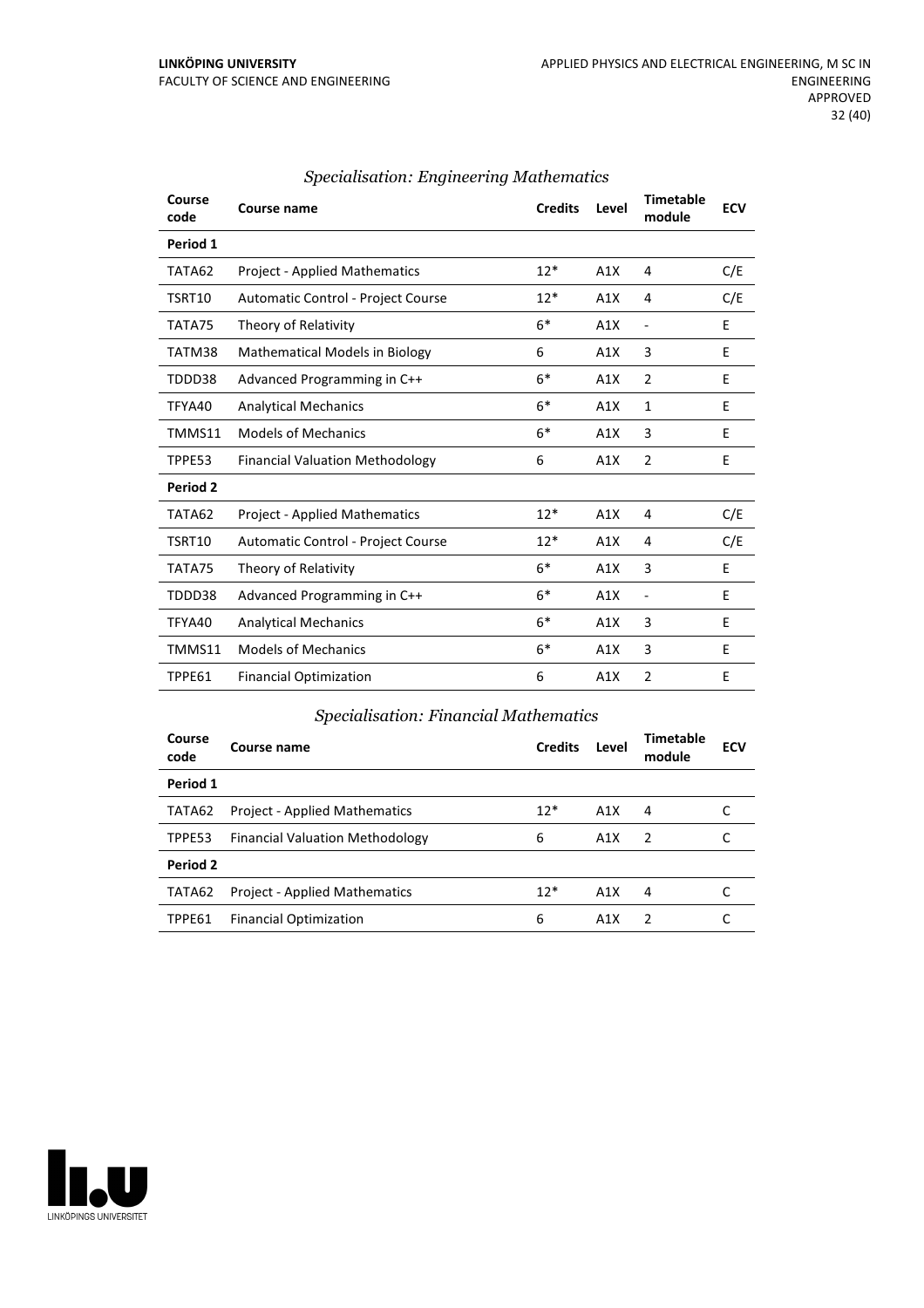### *Specialisation: Engineering Mathematics*

| Course code | Course name | Credits | Level | Timetable module | ECV |
|---|---|---|---|---|---|
| **Period 1** | | | | | |
| TATA62 | Project - Applied Mathematics | 12* | A1X | 4 | C/E |
| TSRT10 | Automatic Control - Project Course | 12* | A1X | 4 | C/E |
| TATA75 | Theory of Relativity | 6* | A1X | - | E |
| TATM38 | Mathematical Models in Biology | 6 | A1X | 3 | E |
| TDDD38 | Advanced Programming in C++ | 6* | A1X | 2 | E |
| TFYA40 | Analytical Mechanics | 6* | A1X | 1 | E |
| TMMS11 | Models of Mechanics | 6* | A1X | 3 | E |
| TPPE53 | Financial Valuation Methodology | 6 | A1X | 2 | E |
| **Period 2** | | | | | |
| TATA62 | Project - Applied Mathematics | 12* | A1X | 4 | C/E |
| TSRT10 | Automatic Control - Project Course | 12* | A1X | 4 | C/E |
| TATA75 | Theory of Relativity | 6* | A1X | 3 | E |
| TDDD38 | Advanced Programming in C++ | 6* | A1X | - | E |
| TFYA40 | Analytical Mechanics | 6* | A1X | 3 | E |
| TMMS11 | Models of Mechanics | 6* | A1X | 3 | E |
| TPPE61 | Financial Optimization | 6 | A1X | 2 | E |

### *Specialisation: Financial Mathematics*

| Course code | Course name | Credits | Level | Timetable module | ECV |
|---|---|---|---|---|---|
| **Period 1** | | | | | |
| TATA62 | Project - Applied Mathematics | 12* | A1X | 4 | C |
| TPPE53 | Financial Valuation Methodology | 6 | A1X | 2 | C |
| **Period 2** | | | | | |
| TATA62 | Project - Applied Mathematics | 12* | A1X | 4 | C |
| TPPE61 | Financial Optimization | 6 | A1X | 2 | C |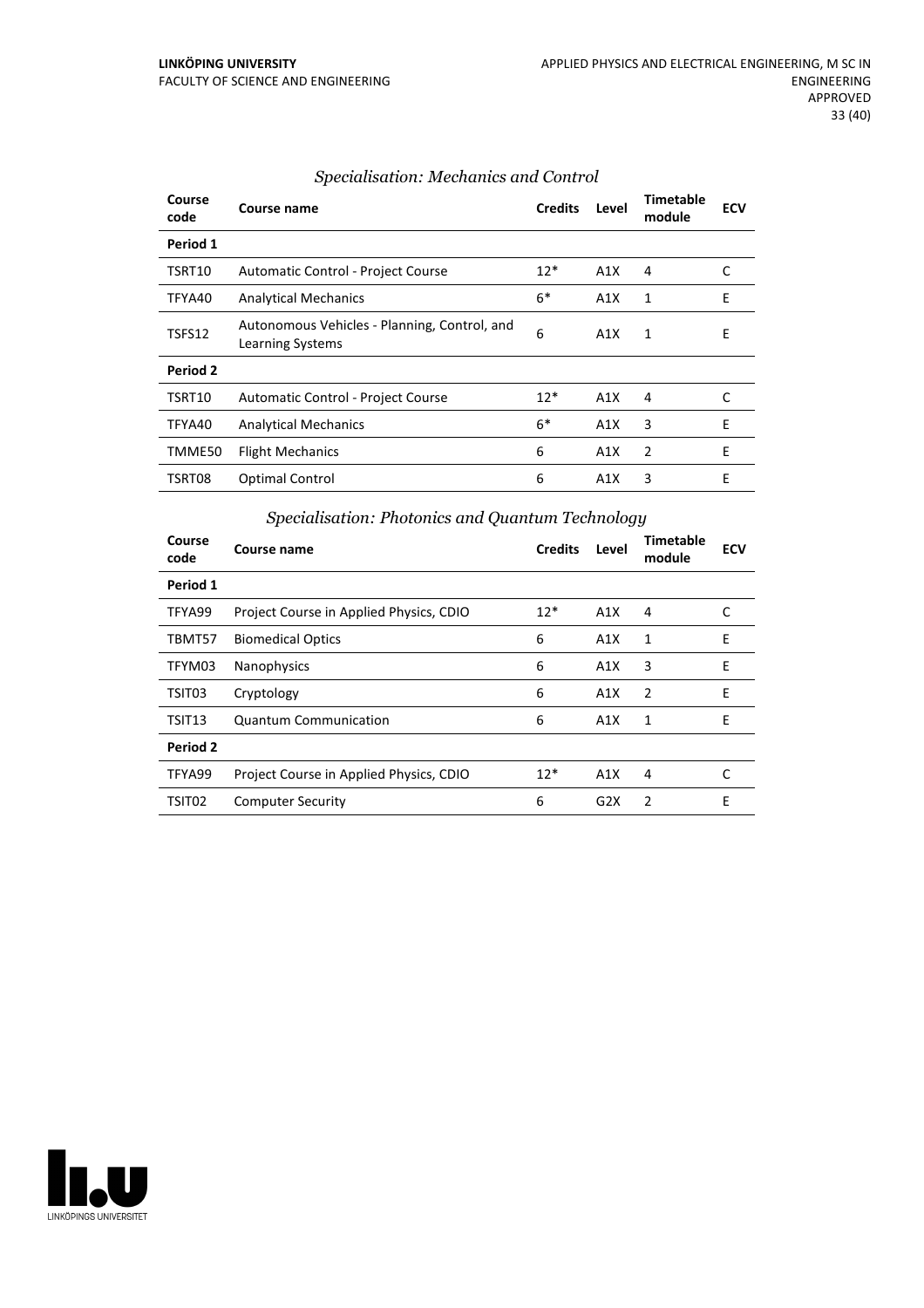### *Specialisation: Mechanics and Control*

| Course code | Course name | Credits | Level | Timetable module | ECV |
|---|---|---|---|---|---|
| **Period 1** | | | | | |
| TSRT10 | Automatic Control - Project Course | 12* | A1X | 4 | C |
| TFYA40 | Analytical Mechanics | 6* | A1X | 1 | E |
| TSFS12 | Autonomous Vehicles - Planning, Control, and Learning Systems | 6 | A1X | 1 | E |
| **Period 2** | | | | | |
| TSRT10 | Automatic Control - Project Course | 12* | A1X | 4 | C |
| TFYA40 | Analytical Mechanics | 6* | A1X | 3 | E |
| TMME50 | Flight Mechanics | 6 | A1X | 2 | E |
| TSRT08 | Optimal Control | 6 | A1X | 3 | E |

### *Specialisation: Photonics and Quantum Technology*

| Course code | Course name | Credits | Level | Timetable module | ECV |
|---|---|---|---|---|---|
| **Period 1** | | | | | |
| TFYA99 | Project Course in Applied Physics, CDIO | 12* | A1X | 4 | C |
| TBMT57 | Biomedical Optics | 6 | A1X | 1 | E |
| TFYM03 | Nanophysics | 6 | A1X | 3 | E |
| TSIT03 | Cryptology | 6 | A1X | 2 | E |
| TSIT13 | Quantum Communication | 6 | A1X | 1 | E |
| **Period 2** | | | | | |
| TFYA99 | Project Course in Applied Physics, CDIO | 12* | A1X | 4 | C |
| TSIT02 | Computer Security | 6 | G2X | 2 | E |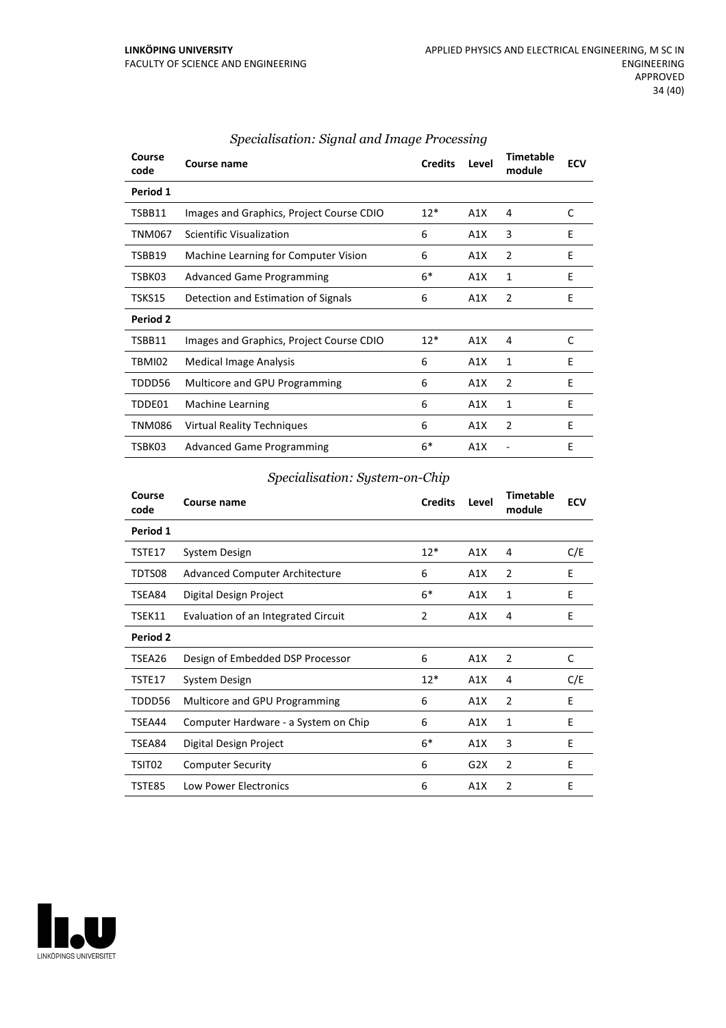### *Specialisation: Signal and Image Processing*

| Course code | Course name | Credits | Level | Timetable module | ECV |
|---|---|---|---|---|---|
| **Period 1** | | | | | |
| TSBB11 | Images and Graphics, Project Course CDIO | 12* | A1X | 4 | C |
| TNM067 | Scientific Visualization | 6 | A1X | 3 | E |
| TSBB19 | Machine Learning for Computer Vision | 6 | A1X | 2 | E |
| TSBK03 | Advanced Game Programming | 6* | A1X | 1 | E |
| TSKS15 | Detection and Estimation of Signals | 6 | A1X | 2 | E |
| **Period 2** | | | | | |
| TSBB11 | Images and Graphics, Project Course CDIO | 12* | A1X | 4 | C |
| TBMI02 | Medical Image Analysis | 6 | A1X | 1 | E |
| TDDD56 | Multicore and GPU Programming | 6 | A1X | 2 | E |
| TDDE01 | Machine Learning | 6 | A1X | 1 | E |
| TNM086 | Virtual Reality Techniques | 6 | A1X | 2 | E |
| TSBK03 | Advanced Game Programming | 6* | A1X | - | E |

### *Specialisation: System-on-Chip*

| Course code | Course name | Credits | Level | Timetable module | ECV |
|---|---|---|---|---|---|
| **Period 1** | | | | | |
| TSTE17 | System Design | 12* | A1X | 4 | C/E |
| TDTS08 | Advanced Computer Architecture | 6 | A1X | 2 | E |
| TSEA84 | Digital Design Project | 6* | A1X | 1 | E |
| TSEK11 | Evaluation of an Integrated Circuit | 2 | A1X | 4 | E |
| **Period 2** | | | | | |
| TSEA26 | Design of Embedded DSP Processor | 6 | A1X | 2 | C |
| TSTE17 | System Design | 12* | A1X | 4 | C/E |
| TDDD56 | Multicore and GPU Programming | 6 | A1X | 2 | E |
| TSEA44 | Computer Hardware - a System on Chip | 6 | A1X | 1 | E |
| TSEA84 | Digital Design Project | 6* | A1X | 3 | E |
| TSIT02 | Computer Security | 6 | G2X | 2 | E |
| TSTE85 | Low Power Electronics | 6 | A1X | 2 | E |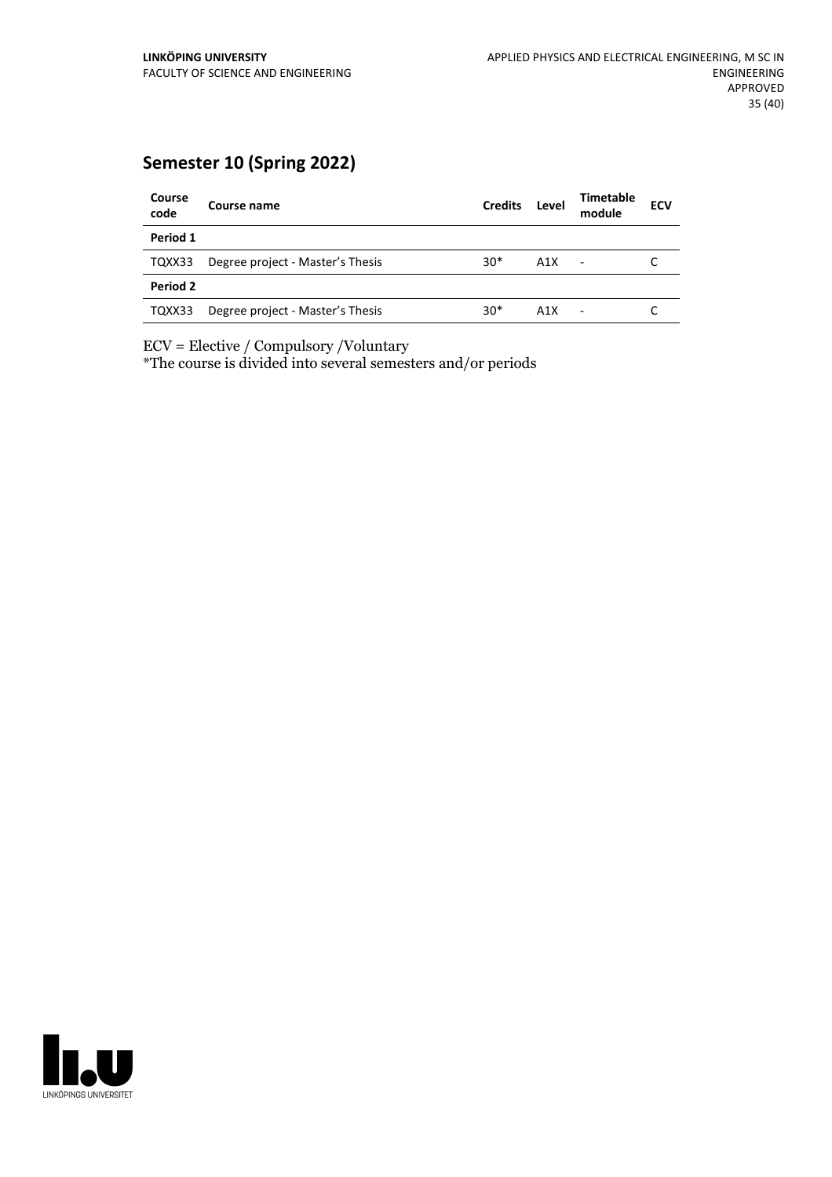## Semester 10 (Spring 2022)

| Course code | Course name | Credits | Level | Timetable module | ECV |
|---|---|---|---|---|---|
| **Period 1** | | | | | |
| TQXX33 | Degree project - Master's Thesis | 30* | A1X | - | C |
| **Period 2** | | | | | |
| TQXX33 | Degree project - Master's Thesis | 30* | A1X | - | C |

ECV = Elective / Compulsory /Voluntary
*The course is divided into several semesters and/or periods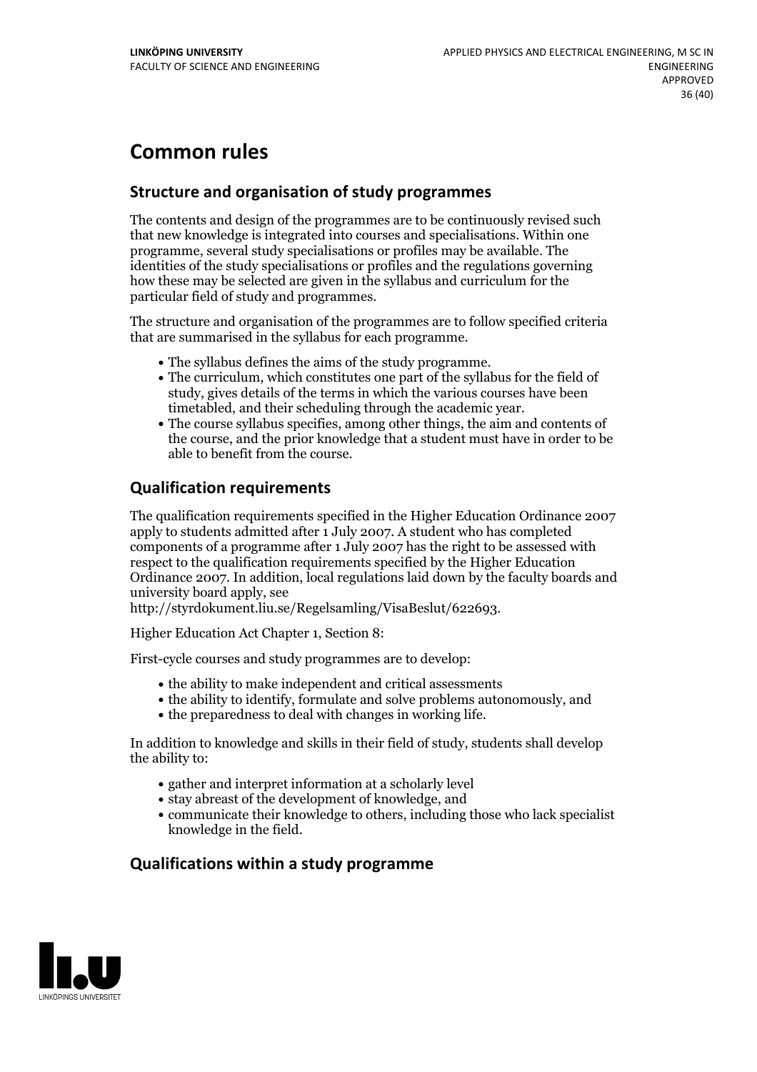# Common rules

## Structure and organisation of study programmes

The contents and design of the programmes are to be continuously revised such that new knowledge is integrated into courses and specialisations. Within one programme, several study specialisations or profiles may be available. The identities of the study specialisations or profiles and the regulations governing how these may be selected are given in the syllabus and curriculum for the particular field of study and programmes.

The structure and organisation of the programmes are to follow specified criteria that are summarised in the syllabus for each programme.

- The syllabus defines the aims of the study programme.
- The curriculum, which constitutes one part of the syllabus for the field of study, gives details of the terms in which the various courses have been timetabled, and their scheduling through the academic year.
- The course syllabus specifies, among other things, the aim and contents of the course, and the prior knowledge that a student must have in order to be able to benefit from the course.

## Qualification requirements

The qualification requirements specified in the Higher Education Ordinance 2007 apply to students admitted after 1 July 2007. A student who has completed components of a programme after 1 July 2007 has the right to be assessed with respect to the qualification requirements specified by the Higher Education Ordinance 2007. In addition, local regulations laid down by the faculty boards and university board apply, see http://styrdokument.liu.se/Regelsamling/VisaBeslut/622693.

Higher Education Act Chapter 1, Section 8:

First-cycle courses and study programmes are to develop:

- the ability to make independent and critical assessments
- the ability to identify, formulate and solve problems autonomously, and
- the preparedness to deal with changes in working life.

In addition to knowledge and skills in their field of study, students shall develop the ability to:

- gather and interpret information at a scholarly level
- stay abreast of the development of knowledge, and
- communicate their knowledge to others, including those who lack specialist knowledge in the field.

## Qualifications within a study programme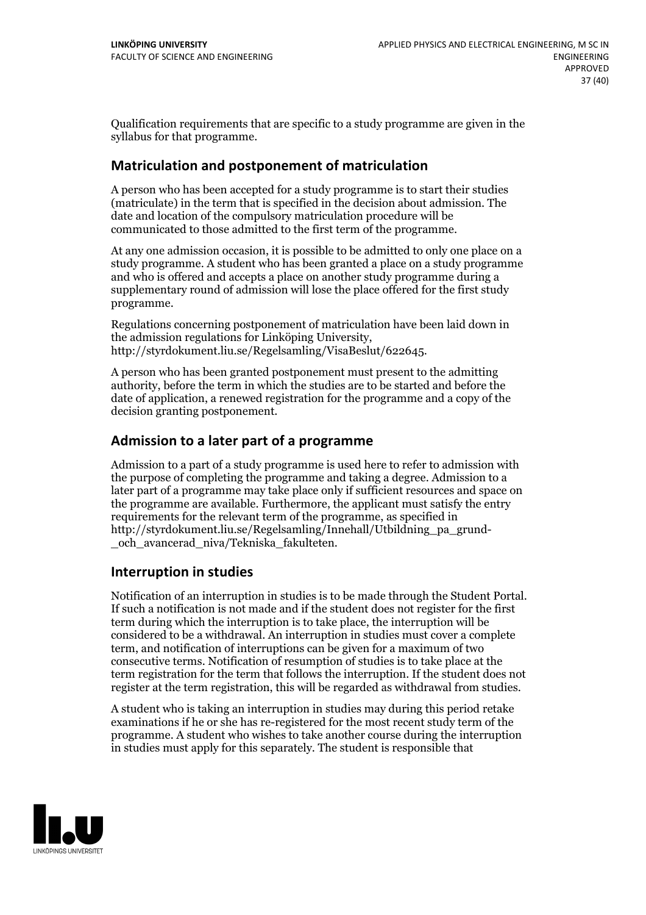Qualification requirements that are specific to a study programme are given in the syllabus for that programme.

## Matriculation and postponement of matriculation

A person who has been accepted for a study programme is to start their studies (matriculate) in the term that is specified in the decision about admission. The date and location of the compulsory matriculation procedure will be communicated to those admitted to the first term of the programme.

At any one admission occasion, it is possible to be admitted to only one place on a study programme. A student who has been granted a place on a study programme and who is offered and accepts a place on another study programme during a supplementary round of admission will lose the place offered for the first study programme.

Regulations concerning postponement of matriculation have been laid down in the admission regulations for Linköping University, http://styrdokument.liu.se/Regelsamling/VisaBeslut/622645.

A person who has been granted postponement must present to the admitting authority, before the term in which the studies are to be started and before the date of application, a renewed registration for the programme and a copy of the decision granting postponement.

## Admission to a later part of a programme

Admission to a part of a study programme is used here to refer to admission with the purpose of completing the programme and taking a degree. Admission to a later part of a programme may take place only if sufficient resources and space on the programme are available. Furthermore, the applicant must satisfy the entry requirements for the relevant term of the programme, as specified in http://styrdokument.liu.se/Regelsamling/Innehall/Utbildning_pa_grund-_och_avancerad_niva/Tekniska_fakulteten.

## Interruption in studies

Notification of an interruption in studies is to be made through the Student Portal. If such a notification is not made and if the student does not register for the first term during which the interruption is to take place, the interruption will be considered to be a withdrawal. An interruption in studies must cover a complete term, and notification of interruptions can be given for a maximum of two consecutive terms. Notification of resumption of studies is to take place at the term registration for the term that follows the interruption. If the student does not register at the term registration, this will be regarded as withdrawal from studies.

A student who is taking an interruption in studies may during this period retake examinations if he or she has re-registered for the most recent study term of the programme. A student who wishes to take another course during the interruption in studies must apply for this separately. The student is responsible that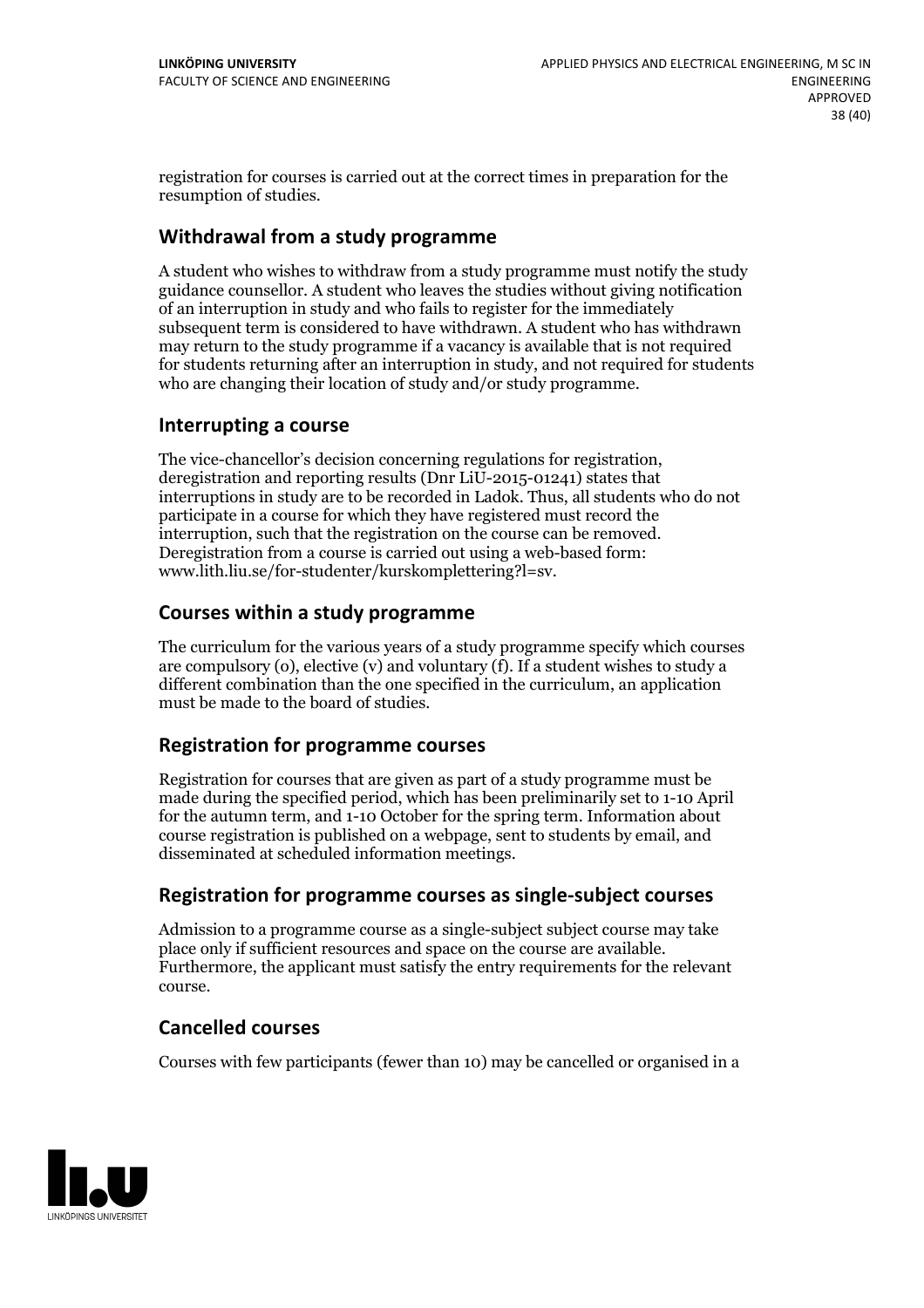registration for courses is carried out at the correct times in preparation for the resumption of studies.

## Withdrawal from a study programme

A student who wishes to withdraw from a study programme must notify the study guidance counsellor. A student who leaves the studies without giving notification of an interruption in study and who fails to register for the immediately subsequent term is considered to have withdrawn. A student who has withdrawn may return to the study programme if a vacancy is available that is not required for students returning after an interruption in study, and not required for students who are changing their location of study and/or study programme.

## Interrupting a course

The vice-chancellor's decision concerning regulations for registration, deregistration and reporting results (Dnr LiU-2015-01241) states that interruptions in study are to be recorded in Ladok. Thus, all students who do not participate in a course for which they have registered must record the interruption, such that the registration on the course can be removed. Deregistration from a course is carried out using a web-based form: www.lith.liu.se/for-studenter/kurskomplettering?l=sv.

## Courses within a study programme

The curriculum for the various years of a study programme specify which courses are compulsory (o), elective (v) and voluntary (f). If a student wishes to study a different combination than the one specified in the curriculum, an application must be made to the board of studies.

## Registration for programme courses

Registration for courses that are given as part of a study programme must be made during the specified period, which has been preliminarily set to 1-10 April for the autumn term, and 1-10 October for the spring term. Information about course registration is published on a webpage, sent to students by email, and disseminated at scheduled information meetings.

## Registration for programme courses as single-subject courses

Admission to a programme course as a single-subject subject course may take place only if sufficient resources and space on the course are available. Furthermore, the applicant must satisfy the entry requirements for the relevant course.

## Cancelled courses

Courses with few participants (fewer than 10) may be cancelled or organised in a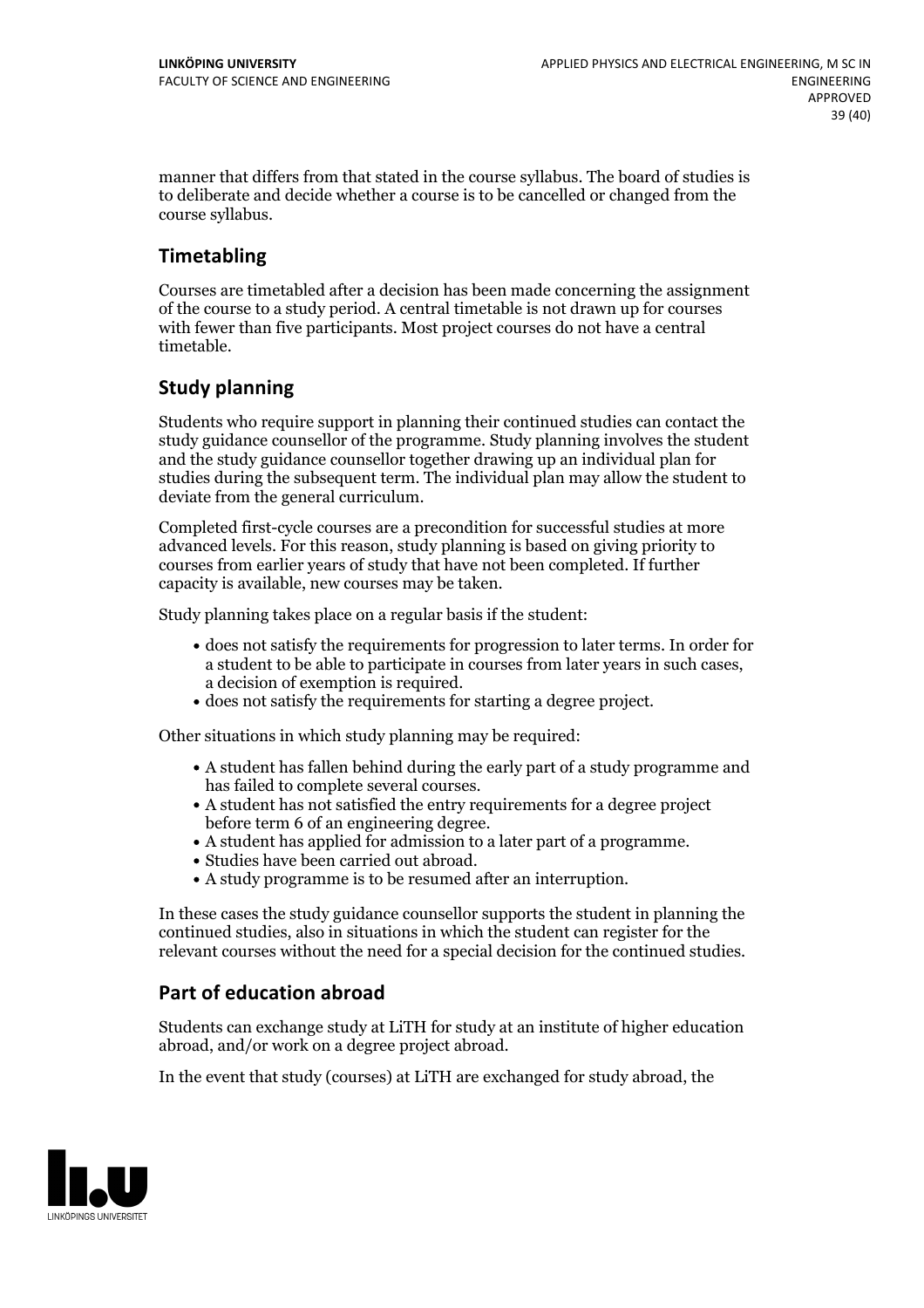manner that differs from that stated in the course syllabus. The board of studies is to deliberate and decide whether a course is to be cancelled or changed from the course syllabus.

## Timetabling

Courses are timetabled after a decision has been made concerning the assignment of the course to a study period. A central timetable is not drawn up for courses with fewer than five participants. Most project courses do not have a central timetable.

## Study planning

Students who require support in planning their continued studies can contact the study guidance counsellor of the programme. Study planning involves the student and the study guidance counsellor together drawing up an individual plan for studies during the subsequent term. The individual plan may allow the student to deviate from the general curriculum.

Completed first-cycle courses are a precondition for successful studies at more advanced levels. For this reason, study planning is based on giving priority to courses from earlier years of study that have not been completed. If further capacity is available, new courses may be taken.

Study planning takes place on a regular basis if the student:

- does not satisfy the requirements for progression to later terms. In order for a student to be able to participate in courses from later years in such cases, a decision of exemption is required.
- does not satisfy the requirements for starting a degree project.

Other situations in which study planning may be required:

- A student has fallen behind during the early part of a study programme and has failed to complete several courses.
- A student has not satisfied the entry requirements for a degree project before term 6 of an engineering degree.
- A student has applied for admission to a later part of a programme.
- Studies have been carried out abroad.
- A study programme is to be resumed after an interruption.

In these cases the study guidance counsellor supports the student in planning the continued studies, also in situations in which the student can register for the relevant courses without the need for a special decision for the continued studies.

## Part of education abroad

Students can exchange study at LiTH for study at an institute of higher education abroad, and/or work on a degree project abroad.

In the event that study (courses) at LiTH are exchanged for study abroad, the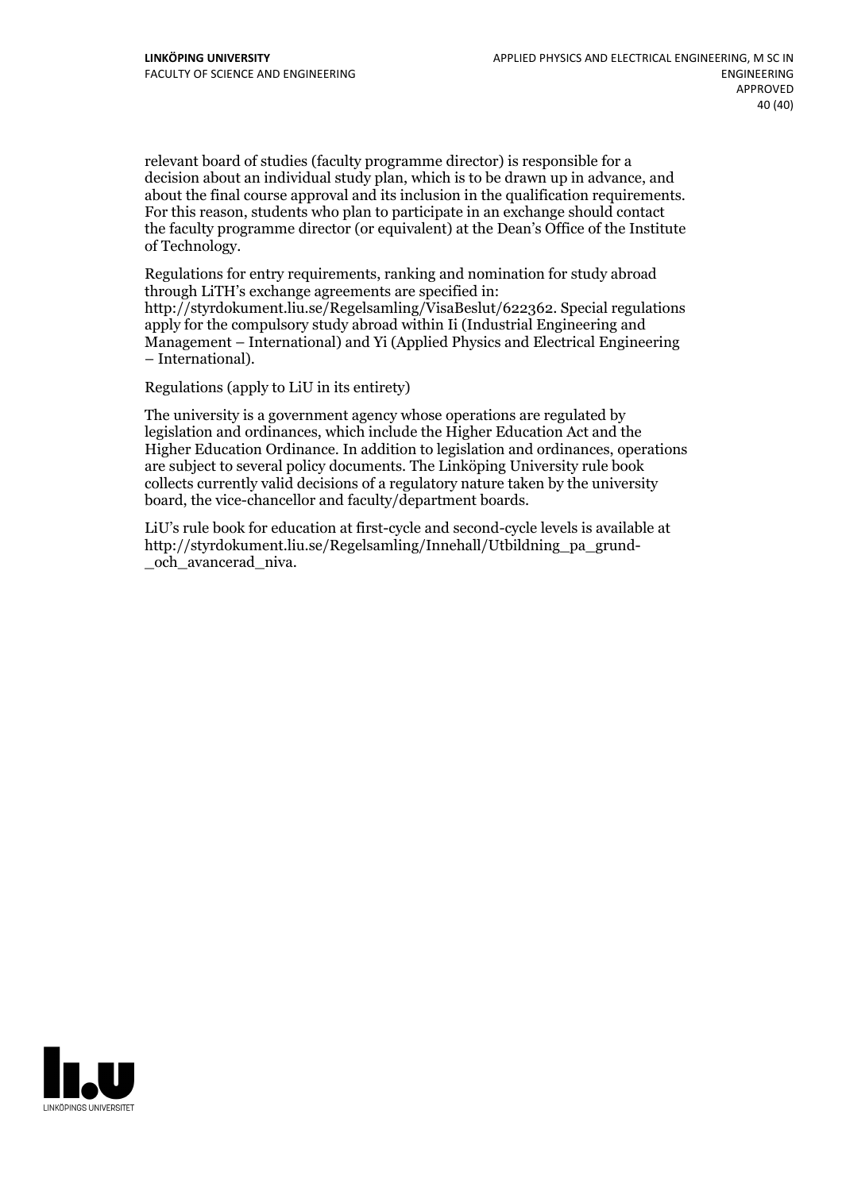relevant board of studies (faculty programme director) is responsible for a decision about an individual study plan, which is to be drawn up in advance, and about the final course approval and its inclusion in the qualification requirements. For this reason, students who plan to participate in an exchange should contact the faculty programme director (or equivalent) at the Dean's Office of the Institute of Technology.

Regulations for entry requirements, ranking and nomination for study abroad through LiTH's exchange agreements are specified in: http://styrdokument.liu.se/Regelsamling/VisaBeslut/622362. Special regulations apply for the compulsory study abroad within Ii (Industrial Engineering and Management – International) and Yi (Applied Physics and Electrical Engineering – International).

Regulations (apply to LiU in its entirety)

The university is a government agency whose operations are regulated by legislation and ordinances, which include the Higher Education Act and the Higher Education Ordinance. In addition to legislation and ordinances, operations are subject to several policy documents. The Linköping University rule book collects currently valid decisions of a regulatory nature taken by the university board, the vice-chancellor and faculty/department boards.

LiU's rule book for education at first-cycle and second-cycle levels is available at http://styrdokument.liu.se/Regelsamling/Innehall/Utbildning_pa_grund-_och_avancerad_niva.